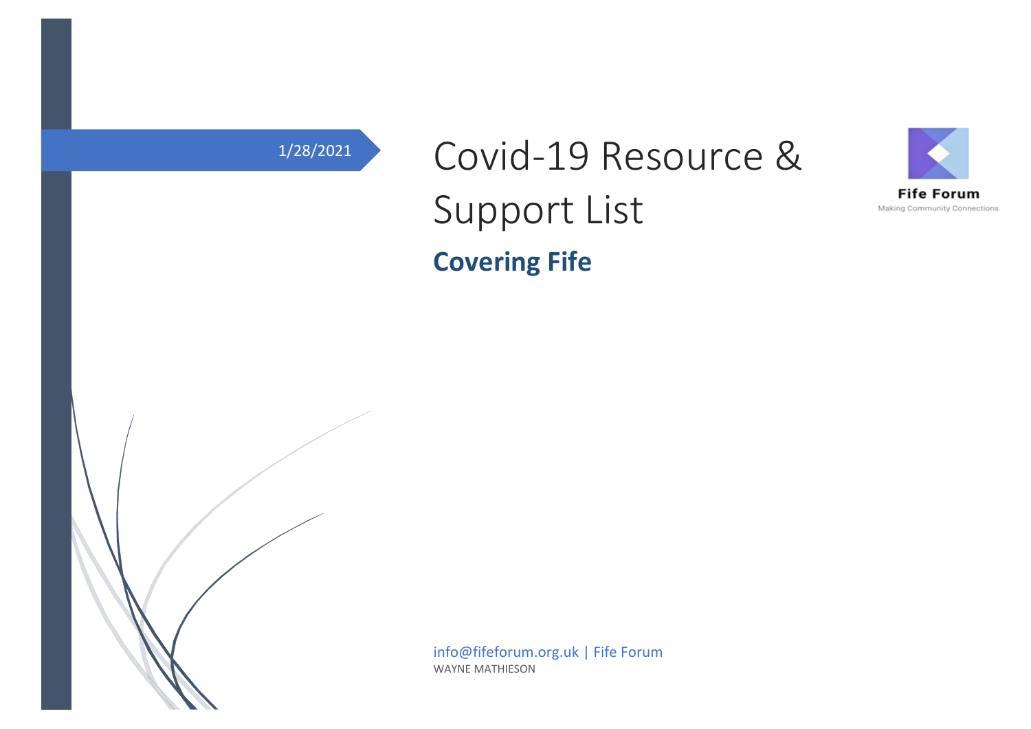1/28/2021

# Covid-19 Resource & Support List

## Covering Fife

Fife Forum
Making Community Connections

info@fifeforum.org.uk | Fife Forum
WAYNE MATHIESON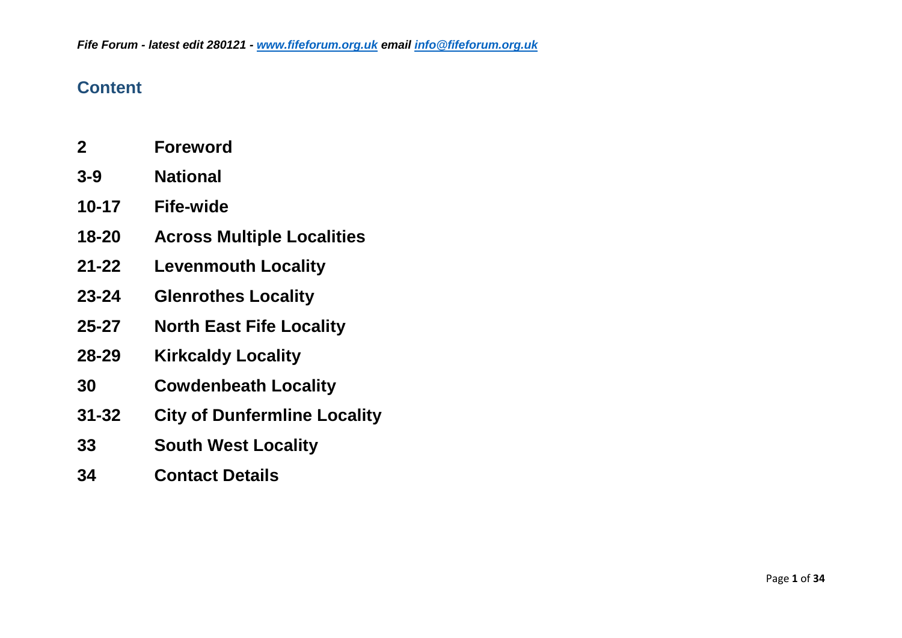*Fife Forum - latest edit 280121 - [www.fifeforum.org.uk](http://www.fifeforum.org.uk) email [info@fifeforum.org.uk](mailto:info@fifeforum.org.uk)*

## Content

| | |
|---|---|
| **2** | **Foreword** |
| **3-9** | **National** |
| **10-17** | **Fife-wide** |
| **18-20** | **Across Multiple Localities** |
| **21-22** | **Levenmouth Locality** |
| **23-24** | **Glenrothes Locality** |
| **25-27** | **North East Fife Locality** |
| **28-29** | **Kirkcaldy Locality** |
| **30** | **Cowdenbeath Locality** |
| **31-32** | **City of Dunfermline Locality** |
| **33** | **South West Locality** |
| **34** | **Contact Details** |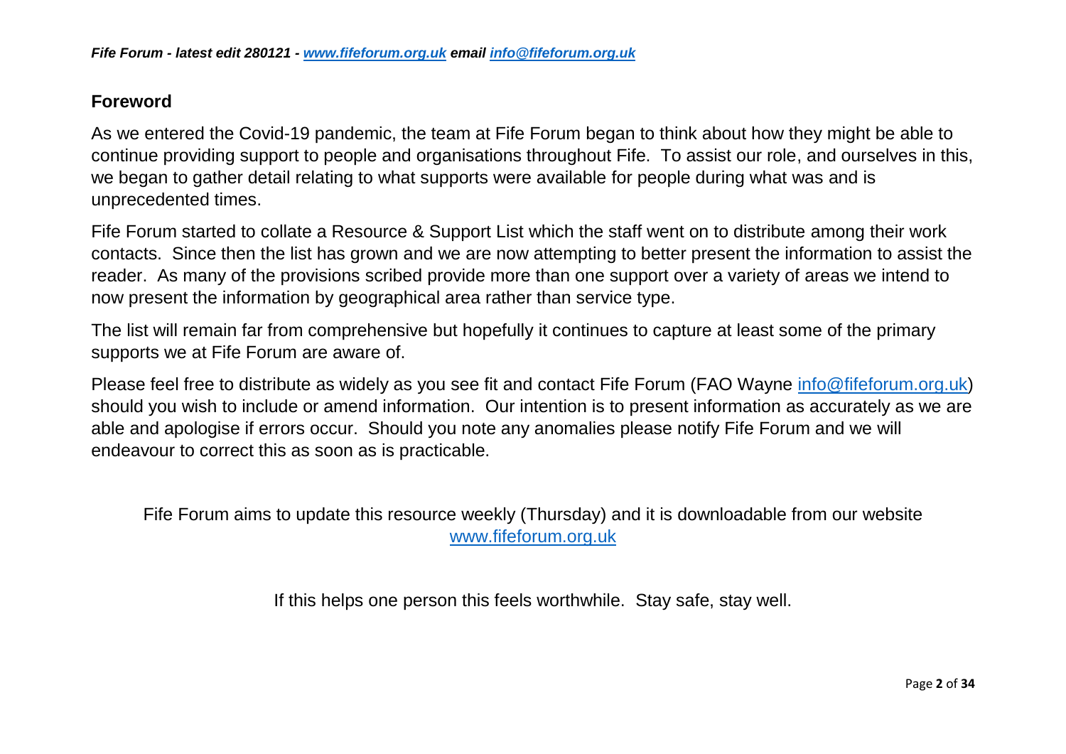## Foreword

As we entered the Covid-19 pandemic, the team at Fife Forum began to think about how they might be able to continue providing support to people and organisations throughout Fife. To assist our role, and ourselves in this, we began to gather detail relating to what supports were available for people during what was and is unprecedented times.

Fife Forum started to collate a Resource & Support List which the staff went on to distribute among their work contacts. Since then the list has grown and we are now attempting to better present the information to assist the reader. As many of the provisions scribed provide more than one support over a variety of areas we intend to now present the information by geographical area rather than service type.

The list will remain far from comprehensive but hopefully it continues to capture at least some of the primary supports we at Fife Forum are aware of.

Please feel free to distribute as widely as you see fit and contact Fife Forum (FAO Wayne info@fifeforum.org.uk) should you wish to include or amend information. Our intention is to present information as accurately as we are able and apologise if errors occur. Should you note any anomalies please notify Fife Forum and we will endeavour to correct this as soon as is practicable.

Fife Forum aims to update this resource weekly (Thursday) and it is downloadable from our website www.fifeforum.org.uk

If this helps one person this feels worthwhile. Stay safe, stay well.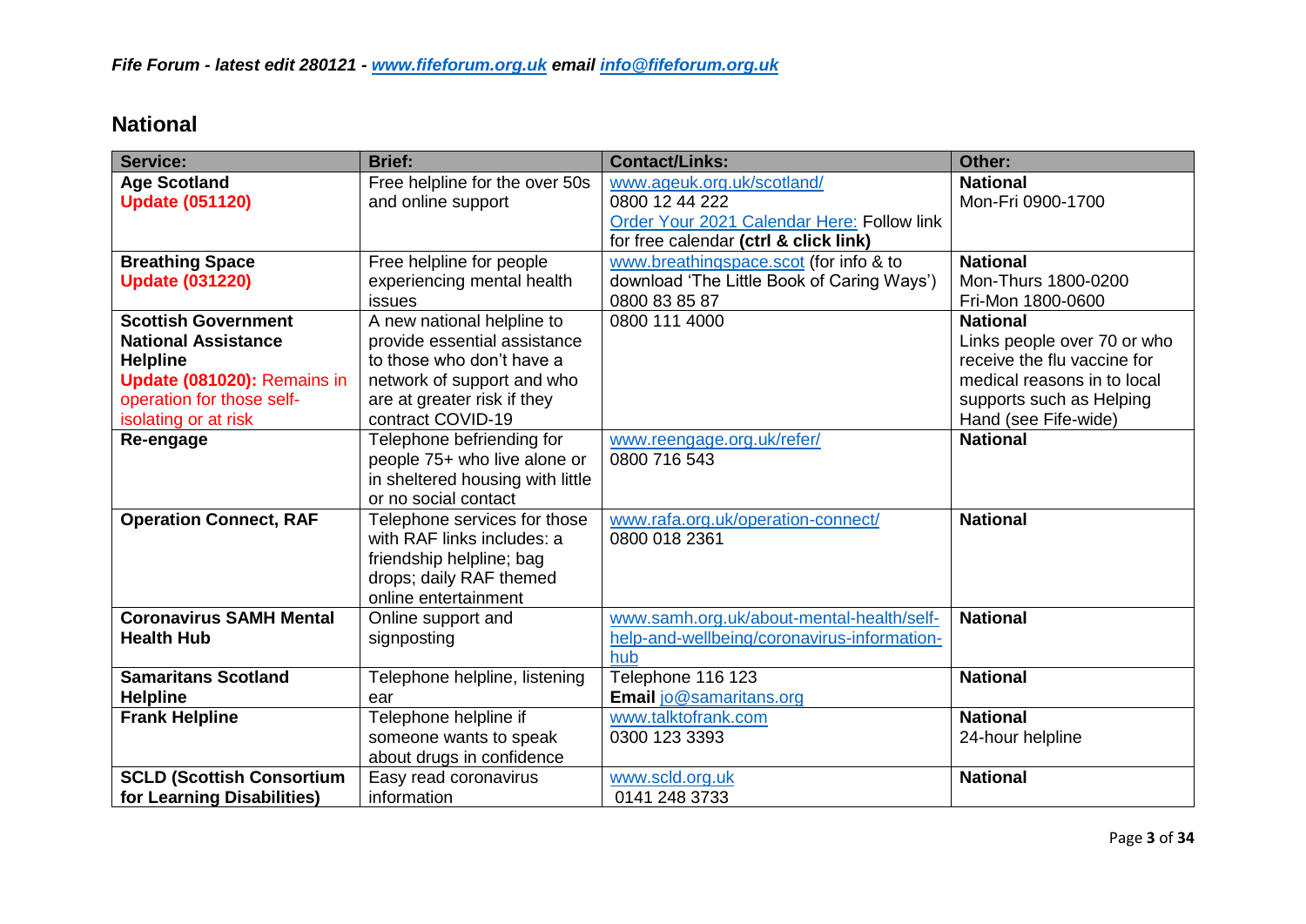*Fife Forum - latest edit 280121 - [www.fifeforum.org.uk](http://www.fifeforum.org.uk) email [info@fifeforum.org.uk](mailto:info@fifeforum.org.uk)*

## National

| Service: | Brief: | Contact/Links: | Other: |
|---|---|---|---|
| **Age Scotland** **Update (051120)** | Free helpline for the over 50s and online support | www.ageuk.org.uk/scotland/ 0800 12 44 222 Order Your 2021 Calendar Here: Follow link for free calendar **(ctrl & click link)** | **National** Mon-Fri 0900-1700 |
| **Breathing Space** **Update (031220)** | Free helpline for people experiencing mental health issues | www.breathingspace.scot (for info & to download 'The Little Book of Caring Ways') 0800 83 85 87 | **National** Mon-Thurs 1800-0200 Fri-Mon 1800-0600 |
| **Scottish Government National Assistance Helpline** **Update (081020):** Remains in operation for those self-isolating or at risk | A new national helpline to provide essential assistance to those who don't have a network of support and who are at greater risk if they contract COVID-19 | 0800 111 4000 | **National** Links people over 70 or who receive the flu vaccine for medical reasons in to local supports such as Helping Hand (see Fife-wide) |
| **Re-engage** | Telephone befriending for people 75+ who live alone or in sheltered housing with little or no social contact | www.reengage.org.uk/refer/ 0800 716 543 | **National** |
| **Operation Connect, RAF** | Telephone services for those with RAF links includes: a friendship helpline; bag drops; daily RAF themed online entertainment | www.rafa.org.uk/operation-connect/ 0800 018 2361 | **National** |
| **Coronavirus SAMH Mental Health Hub** | Online support and signposting | www.samh.org.uk/about-mental-health/self-help-and-wellbeing/coronavirus-information-hub | **National** |
| **Samaritans Scotland Helpline** | Telephone helpline, listening ear | Telephone 116 123 **Email** jo@samaritans.org | **National** |
| **Frank Helpline** | Telephone helpline if someone wants to speak about drugs in confidence | www.talktofrank.com 0300 123 3393 | **National** 24-hour helpline |
| **SCLD (Scottish Consortium for Learning Disabilities)** | Easy read coronavirus information | www.scld.org.uk 0141 248 3733 | **National** |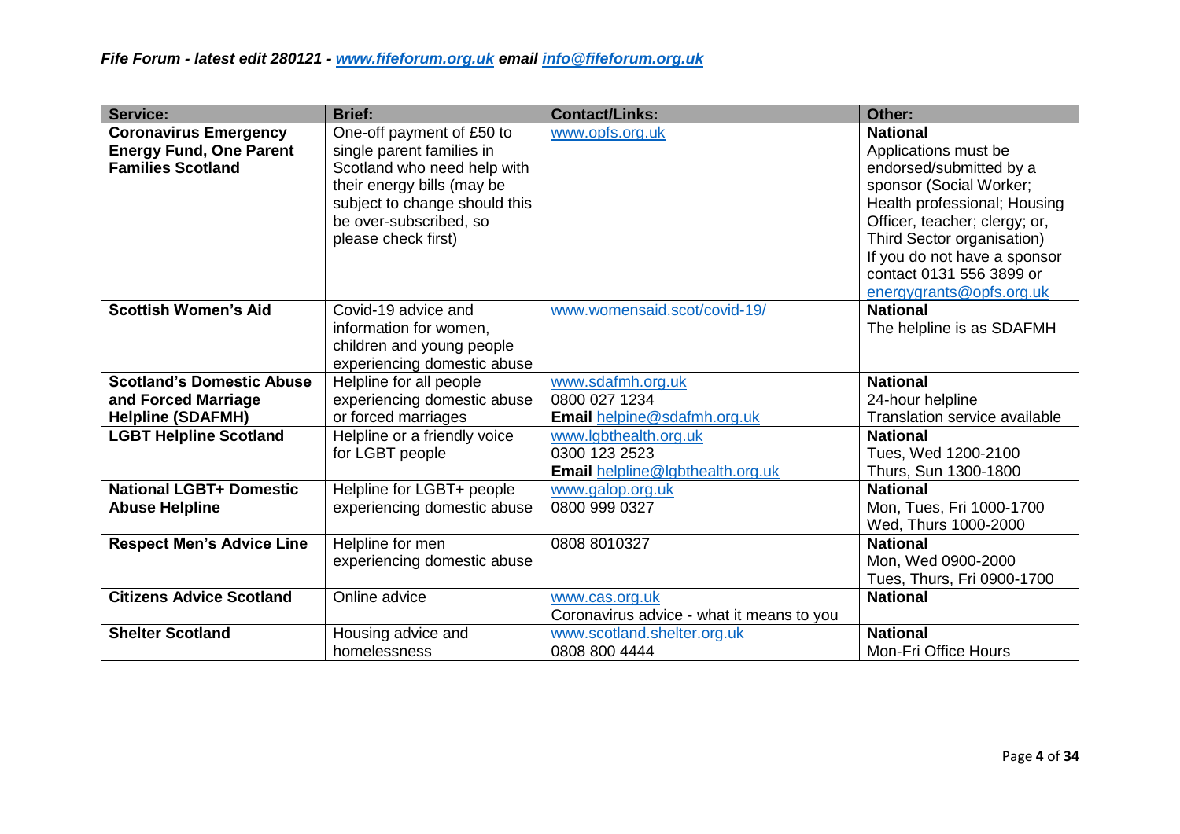| Service: | Brief: | Contact/Links: | Other: |
|---|---|---|---|
| **Coronavirus Emergency Energy Fund, One Parent Families Scotland** | One-off payment of £50 to single parent families in Scotland who need help with their energy bills (may be subject to change should this be over-subscribed, so please check first) | www.opfs.org.uk | **National** Applications must be endorsed/submitted by a sponsor (Social Worker; Health professional; Housing Officer, teacher; clergy; or, Third Sector organisation) If you do not have a sponsor contact 0131 556 3899 or energygrants@opfs.org.uk |
| **Scottish Women's Aid** | Covid-19 advice and information for women, children and young people experiencing domestic abuse | www.womensaid.scot/covid-19/ | **National** The helpline is as SDAFMH |
| **Scotland's Domestic Abuse and Forced Marriage Helpline (SDAFMH)** | Helpline for all people experiencing domestic abuse or forced marriages | www.sdafmh.org.uk 0800 027 1234 **Email** helpine@sdafmh.org.uk | **National** 24-hour helpline Translation service available |
| **LGBT Helpline Scotland** | Helpline or a friendly voice for LGBT people | www.lgbthealth.org.uk 0300 123 2523 **Email** helpline@lgbthealth.org.uk | **National** Tues, Wed 1200-2100 Thurs, Sun 1300-1800 |
| **National LGBT+ Domestic Abuse Helpline** | Helpline for LGBT+ people experiencing domestic abuse | www.galop.org.uk 0800 999 0327 | **National** Mon, Tues, Fri 1000-1700 Wed, Thurs 1000-2000 |
| **Respect Men's Advice Line** | Helpline for men experiencing domestic abuse | 0808 8010327 | **National** Mon, Wed 0900-2000 Tues, Thurs, Fri 0900-1700 |
| **Citizens Advice Scotland** | Online advice | www.cas.org.uk Coronavirus advice - what it means to you | **National** |
| **Shelter Scotland** | Housing advice and homelessness | www.scotland.shelter.org.uk 0808 800 4444 | **National** Mon-Fri Office Hours |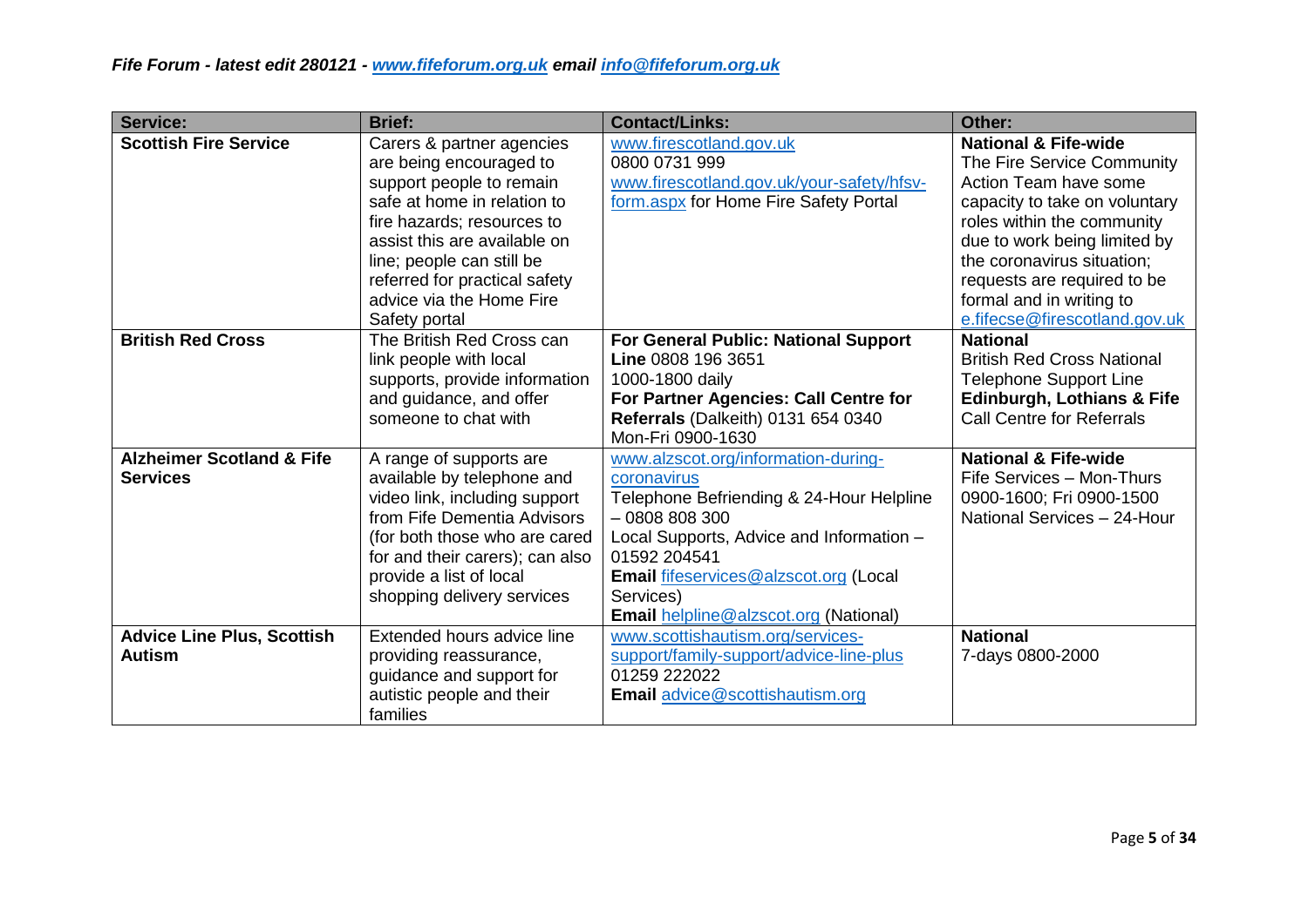| Service: | Brief: | Contact/Links: | Other: |
|---|---|---|---|
| **Scottish Fire Service** | Carers & partner agencies are being encouraged to support people to remain safe at home in relation to fire hazards; resources to assist this are available on line; people can still be referred for practical safety advice via the Home Fire Safety portal | www.firescotland.gov.uk<br>0800 0731 999<br>www.firescotland.gov.uk/your-safety/hfsv-form.aspx for Home Fire Safety Portal | **National & Fife-wide**<br>The Fire Service Community Action Team have some capacity to take on voluntary roles within the community due to work being limited by the coronavirus situation; requests are required to be formal and in writing to e.fifecse@firescotland.gov.uk |
| **British Red Cross** | The British Red Cross can link people with local supports, provide information and guidance, and offer someone to chat with | **For General Public: National Support Line** 0808 196 3651<br>1000-1800 daily<br>**For Partner Agencies: Call Centre for Referrals** (Dalkeith) 0131 654 0340<br>Mon-Fri 0900-1630 | **National**<br>British Red Cross National Telephone Support Line<br>**Edinburgh, Lothians & Fife**<br>Call Centre for Referrals |
| **Alzheimer Scotland & Fife Services** | A range of supports are available by telephone and video link, including support from Fife Dementia Advisors (for both those who are cared for and their carers); can also provide a list of local shopping delivery services | www.alzscot.org/information-during-coronavirus<br>Telephone Befriending & 24-Hour Helpline – 0808 808 300<br>Local Supports, Advice and Information – 01592 204541<br>**Email** fifeservices@alzscot.org (Local Services)<br>**Email** helpline@alzscot.org (National) | **National & Fife-wide**<br>Fife Services – Mon-Thurs 0900-1600; Fri 0900-1500<br>National Services – 24-Hour |
| **Advice Line Plus, Scottish Autism** | Extended hours advice line providing reassurance, guidance and support for autistic people and their families | www.scottishautism.org/services-support/family-support/advice-line-plus<br>01259 222022<br>**Email** advice@scottishautism.org | **National**<br>7-days 0800-2000 |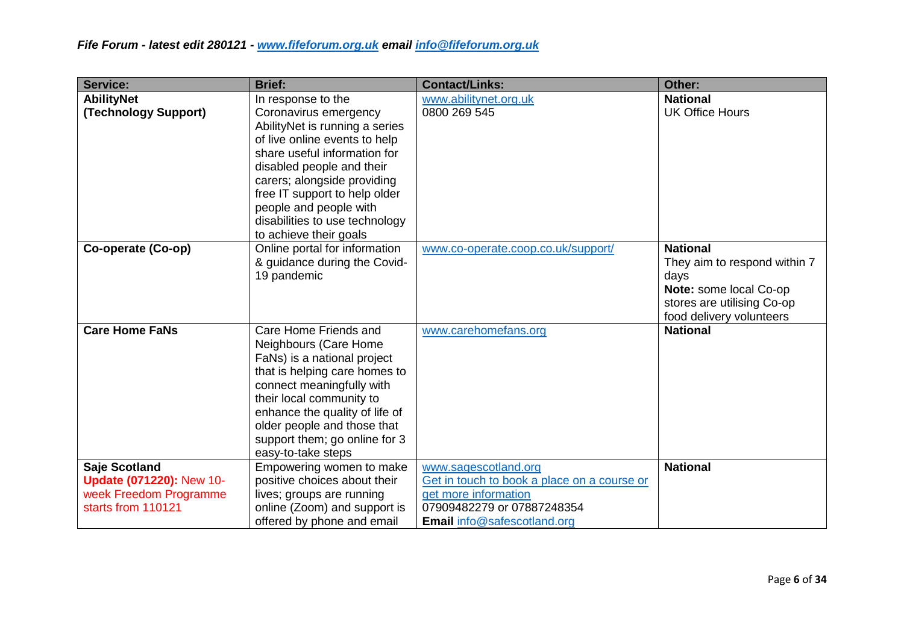*Fife Forum - latest edit 280121 - www.fifeforum.org.uk email info@fifeforum.org.uk*

| Service: | Brief: | Contact/Links: | Other: |
|---|---|---|---|
| **AbilityNet (Technology Support)** | In response to the Coronavirus emergency AbilityNet is running a series of live online events to help share useful information for disabled people and their carers; alongside providing free IT support to help older people and people with disabilities to use technology to achieve their goals | www.abilitynet.org.uk 0800 269 545 | **National** UK Office Hours |
| **Co-operate (Co-op)** | Online portal for information & guidance during the Covid-19 pandemic | www.co-operate.coop.co.uk/support/ | **National** They aim to respond within 7 days **Note:** some local Co-op stores are utilising Co-op food delivery volunteers |
| **Care Home FaNs** | Care Home Friends and Neighbours (Care Home FaNs) is a national project that is helping care homes to connect meaningfully with their local community to enhance the quality of life of older people and those that support them; go online for 3 easy-to-take steps | www.carehomefans.org | **National** |
| **Saje Scotland** **Update (071220):** New 10-week Freedom Programme starts from 110121 | Empowering women to make positive choices about their lives; groups are running online (Zoom) and support is offered by phone and email | www.sagescotland.org Get in touch to book a place on a course or get more information 07909482279 or 07887248354 **Email** info@safescotland.org | **National** |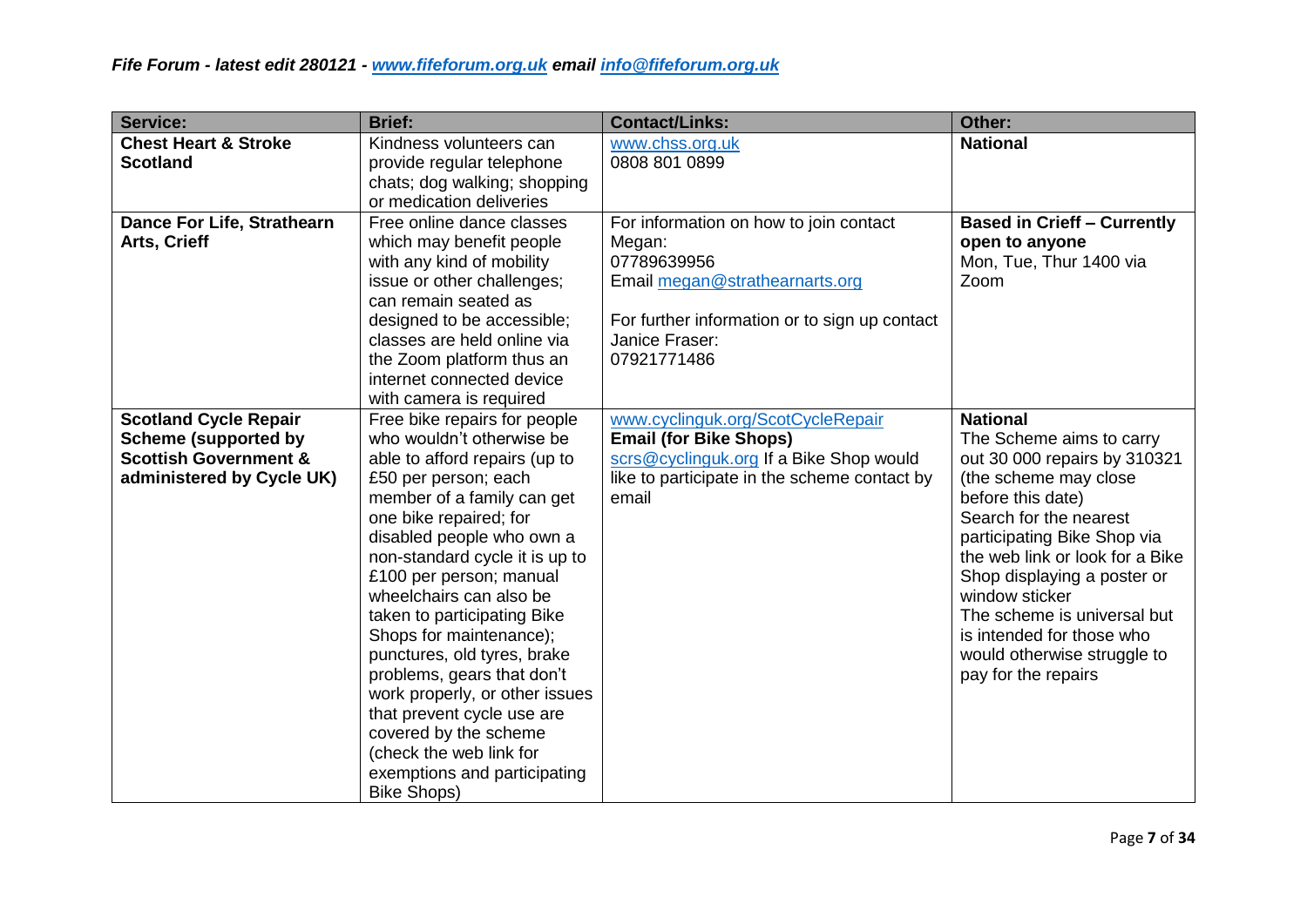| Service: | Brief: | Contact/Links: | Other: |
|---|---|---|---|
| **Chest Heart & Stroke Scotland** | Kindness volunteers can provide regular telephone chats; dog walking; shopping or medication deliveries | www.chss.org.uk<br>0808 801 0899 | **National** |
| **Dance For Life, Strathearn Arts, Crieff** | Free online dance classes which may benefit people with any kind of mobility issue or other challenges; can remain seated as designed to be accessible; classes are held online via the Zoom platform thus an internet connected device with camera is required | For information on how to join contact Megan:<br>07789639956<br>Email megan@strathearnarts.org<br><br>For further information or to sign up contact Janice Fraser:<br>07921771486 | **Based in Crieff – Currently open to anyone**<br>Mon, Tue, Thur 1400 via Zoom |
| **Scotland Cycle Repair Scheme (supported by Scottish Government & administered by Cycle UK)** | Free bike repairs for people who wouldn't otherwise be able to afford repairs (up to £50 per person; each member of a family can get one bike repaired; for disabled people who own a non-standard cycle it is up to £100 per person; manual wheelchairs can also be taken to participating Bike Shops for maintenance); punctures, old tyres, brake problems, gears that don't work properly, or other issues that prevent cycle use are covered by the scheme (check the web link for exemptions and participating Bike Shops) | www.cyclinguk.org/ScotCycleRepair<br>**Email (for Bike Shops)**<br>scrs@cyclinguk.org If a Bike Shop would like to participate in the scheme contact by email | **National**<br>The Scheme aims to carry out 30 000 repairs by 310321 (the scheme may close before this date)<br>Search for the nearest participating Bike Shop via the web link or look for a Bike Shop displaying a poster or window sticker<br>The scheme is universal but is intended for those who would otherwise struggle to pay for the repairs |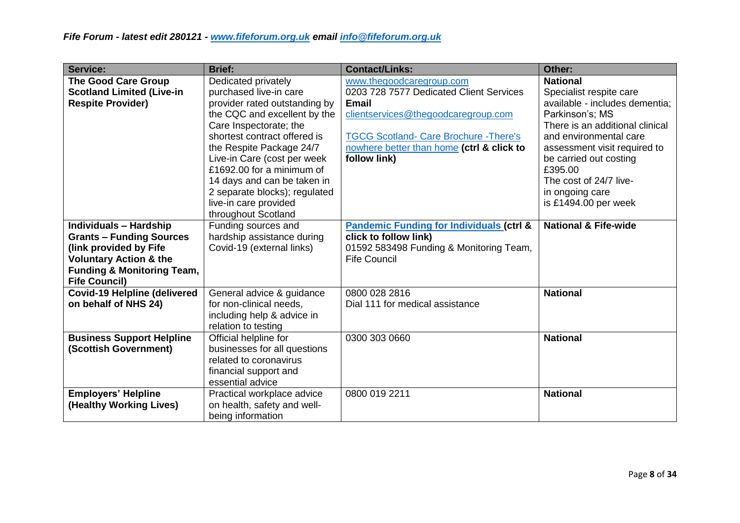| Service: | Brief: | Contact/Links: | Other: |
|---|---|---|---|
| **The Good Care Group Scotland Limited (Live-in Respite Provider)** | Dedicated privately purchased live-in care provider rated outstanding by the CQC and excellent by the Care Inspectorate; the shortest contract offered is the Respite Package 24/7 Live-in Care (cost per week £1692.00 for a minimum of 14 days and can be taken in 2 separate blocks); regulated live-in care provided throughout Scotland | www.thegoodcaregroup.com<br>0203 728 7577 Dedicated Client Services<br>**Email**<br>clientservices@thegoodcaregroup.com<br><br>TGCG Scotland- Care Brochure -There's nowhere better than home **(ctrl & click to follow link)** | **National**<br>Specialist respite care available - includes dementia; Parkinson's; MS<br>There is an additional clinical and environmental care assessment visit required to be carried out costing £395.00<br>The cost of 24/7 live-in ongoing care is £1494.00 per week |
| **Individuals – Hardship Grants – Funding Sources (link provided by Fife Voluntary Action & the Funding & Monitoring Team, Fife Council)** | Funding sources and hardship assistance during Covid-19 (external links) | **Pandemic Funding for Individuals (ctrl & click to follow link)**<br>01592 583498 Funding & Monitoring Team, Fife Council | **National & Fife-wide** |
| **Covid-19 Helpline (delivered on behalf of NHS 24)** | General advice & guidance for non-clinical needs, including help & advice in relation to testing | 0800 028 2816<br>Dial 111 for medical assistance | **National** |
| **Business Support Helpline (Scottish Government)** | Official helpline for businesses for all questions related to coronavirus financial support and essential advice | 0300 303 0660 | **National** |
| **Employers' Helpline (Healthy Working Lives)** | Practical workplace advice on health, safety and well-being information | 0800 019 2211 | **National** |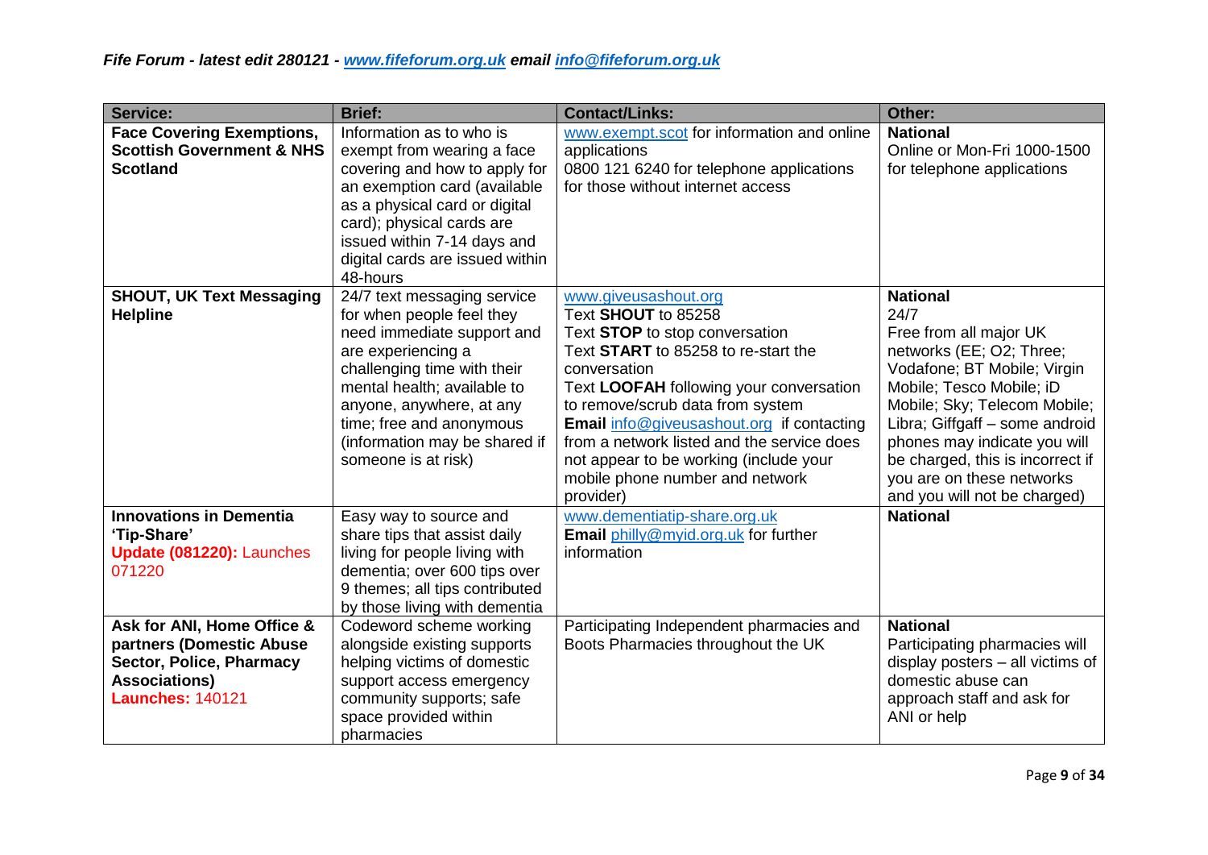*Fife Forum - latest edit 280121 - www.fifeforum.org.uk email info@fifeforum.org.uk*

| Service: | Brief: | Contact/Links: | Other: |
|---|---|---|---|
| **Face Covering Exemptions, Scottish Government & NHS Scotland** | Information as to who is exempt from wearing a face covering and how to apply for an exemption card (available as a physical card or digital card); physical cards are issued within 7-14 days and digital cards are issued within 48-hours | www.exempt.scot for information and online applications<br>0800 121 6240 for telephone applications for those without internet access | **National**<br>Online or Mon-Fri 1000-1500 for telephone applications |
| **SHOUT, UK Text Messaging Helpline** | 24/7 text messaging service for when people feel they need immediate support and are experiencing a challenging time with their mental health; available to anyone, anywhere, at any time; free and anonymous (information may be shared if someone is at risk) | www.giveusashout.org<br>Text **SHOUT** to 85258<br>Text **STOP** to stop conversation<br>Text **START** to 85258 to re-start the conversation<br>Text **LOOFAH** following your conversation to remove/scrub data from system<br>**Email** info@giveusashout.org if contacting from a network listed and the service does not appear to be working (include your mobile phone number and network provider) | **National**<br>24/7<br>Free from all major UK networks (EE; O2; Three; Vodafone; BT Mobile; Virgin Mobile; Tesco Mobile; iD Mobile; Sky; Telecom Mobile; Libra; Giffgaff – some android phones may indicate you will be charged, this is incorrect if you are on these networks and you will not be charged) |
| **Innovations in Dementia 'Tip-Share'**<br>**Update (081220):** Launches 071220 | Easy way to source and share tips that assist daily living for people living with dementia; over 600 tips over 9 themes; all tips contributed by those living with dementia | www.dementiatip-share.org.uk<br>**Email** philly@myid.org.uk for further information | **National** |
| **Ask for ANI, Home Office & partners (Domestic Abuse Sector, Police, Pharmacy Associations)**<br>**Launches:** 140121 | Codeword scheme working alongside existing supports helping victims of domestic support access emergency community supports; safe space provided within pharmacies | Participating Independent pharmacies and Boots Pharmacies throughout the UK | **National**<br>Participating pharmacies will display posters – all victims of domestic abuse can approach staff and ask for ANI or help |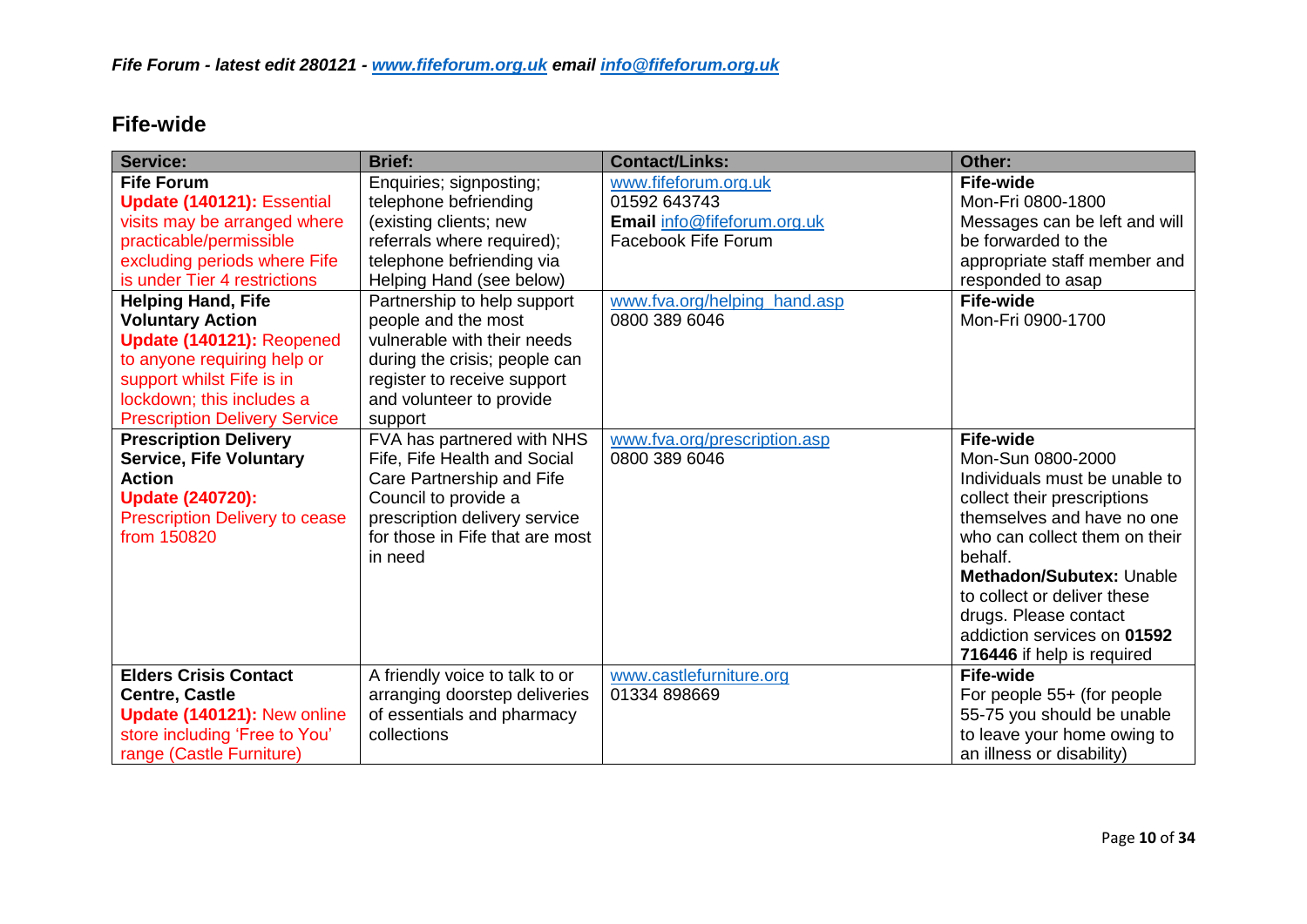*Fife Forum - latest edit 280121 - [www.fifeforum.org.uk](http://www.fifeforum.org.uk) email [info@fifeforum.org.uk](mailto:info@fifeforum.org.uk)*

## Fife-wide

| Service: | Brief: | Contact/Links: | Other: |
|---|---|---|---|
| **Fife Forum** **Update (140121):** Essential visits may be arranged where practicable/permissible excluding periods where Fife is under Tier 4 restrictions | Enquiries; signposting; telephone befriending (existing clients; new referrals where required); telephone befriending via Helping Hand (see below) | [www.fifeforum.org.uk](http://www.fifeforum.org.uk) 01592 643743 **Email** [info@fifeforum.org.uk](mailto:info@fifeforum.org.uk) Facebook Fife Forum | **Fife-wide** Mon-Fri 0800-1800 Messages can be left and will be forwarded to the appropriate staff member and responded to asap |
| **Helping Hand, Fife Voluntary Action** **Update (140121):** Reopened to anyone requiring help or support whilst Fife is in lockdown; this includes a Prescription Delivery Service | Partnership to help support people and the most vulnerable with their needs during the crisis; people can register to receive support and volunteer to provide support | [www.fva.org/helping_hand.asp](http://www.fva.org/helping_hand.asp) 0800 389 6046 | **Fife-wide** Mon-Fri 0900-1700 |
| **Prescription Delivery Service, Fife Voluntary Action** **Update (240720):** Prescription Delivery to cease from 150820 | FVA has partnered with NHS Fife, Fife Health and Social Care Partnership and Fife Council to provide a prescription delivery service for those in Fife that are most in need | [www.fva.org/prescription.asp](http://www.fva.org/prescription.asp) 0800 389 6046 | **Fife-wide** Mon-Sun 0800-2000 Individuals must be unable to collect their prescriptions themselves and have no one who can collect them on their behalf. **Methadon/Subutex:** Unable to collect or deliver these drugs. Please contact addiction services on **01592 716446** if help is required |
| **Elders Crisis Contact Centre, Castle** **Update (140121):** New online store including 'Free to You' range (Castle Furniture) | A friendly voice to talk to or arranging doorstep deliveries of essentials and pharmacy collections | [www.castlefurniture.org](http://www.castlefurniture.org) 01334 898669 | **Fife-wide** For people 55+ (for people 55-75 you should be unable to leave your home owing to an illness or disability) |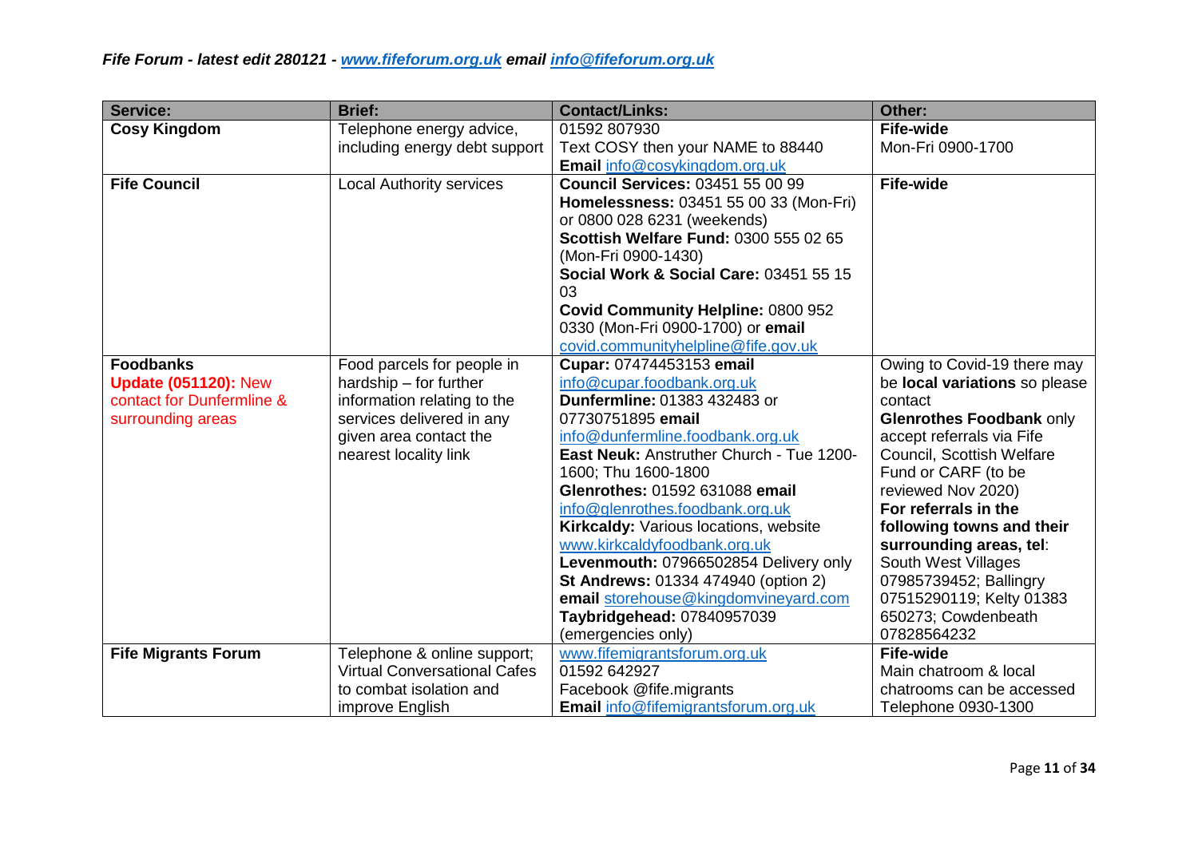*Fife Forum - latest edit 280121 - [www.fifeforum.org.uk](http://www.fifeforum.org.uk) email [info@fifeforum.org.uk](mailto:info@fifeforum.org.uk)*

| Service: | Brief: | Contact/Links: | Other: |
|---|---|---|---|
| **Cosy Kingdom** | Telephone energy advice, including energy debt support | 01592 807930<br>Text COSY then your NAME to 88440<br>**Email** info@cosykingdom.org.uk | **Fife-wide**<br>Mon-Fri 0900-1700 |
| **Fife Council** | Local Authority services | **Council Services:** 03451 55 00 99<br>**Homelessness:** 03451 55 00 33 (Mon-Fri) or 0800 028 6231 (weekends)<br>**Scottish Welfare Fund:** 0300 555 02 65 (Mon-Fri 0900-1430)<br>**Social Work & Social Care:** 03451 55 15 03<br>**Covid Community Helpline:** 0800 952 0330 (Mon-Fri 0900-1700) or **email** covid.communityhelpline@fife.gov.uk | **Fife-wide** |
| **Foodbanks**<br>Update (051120): New contact for Dunfermline & surrounding areas | Food parcels for people in hardship – for further information relating to the services delivered in any given area contact the nearest locality link | **Cupar:** 07474453153 **email** info@cupar.foodbank.org.uk<br>**Dunfermline:** 01383 432483 or 07730751895 **email** info@dunfermline.foodbank.org.uk<br>**East Neuk:** Anstruther Church - Tue 1200-1600; Thu 1600-1800<br>**Glenrothes:** 01592 631088 **email** info@glenrothes.foodbank.org.uk<br>**Kirkcaldy:** Various locations, website www.kirkcaldyfoodbank.org.uk<br>**Levenmouth:** 07966502854 Delivery only<br>**St Andrews:** 01334 474940 (option 2) **email** storehouse@kingdomvineyard.com<br>**Taybridgehead:** 07840957039 (emergencies only) | Owing to Covid-19 there may be **local variations** so please contact<br>**Glenrothes Foodbank** only accept referrals via Fife Council, Scottish Welfare Fund or CARF (to be reviewed Nov 2020)<br>**For referrals in the following towns and their surrounding areas, tel**: South West Villages 07985739452; Ballingry 07515290119; Kelty 01383 650273; Cowdenbeath 07828564232 |
| **Fife Migrants Forum** | Telephone & online support; Virtual Conversational Cafes to combat isolation and improve English | www.fifemigrantsforum.org.uk<br>01592 642927<br>Facebook @fife.migrants<br>**Email** info@fifemigrantsforum.org.uk | **Fife-wide**<br>Main chatroom & local chatrooms can be accessed<br>Telephone 0930-1300 |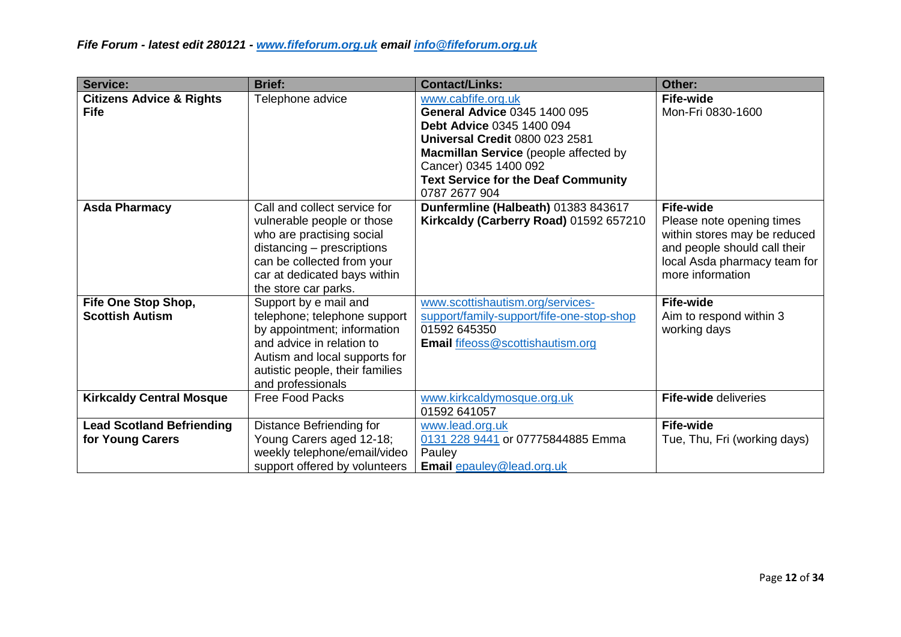*Fife Forum - latest edit 280121 - www.fifeforum.org.uk email info@fifeforum.org.uk*

| Service: | Brief: | Contact/Links: | Other: |
|---|---|---|---|
| **Citizens Advice & Rights Fife** | Telephone advice | www.cabfife.org.uk<br>**General Advice** 0345 1400 095<br>**Debt Advice** 0345 1400 094<br>**Universal Credit** 0800 023 2581<br>**Macmillan Service** (people affected by Cancer) 0345 1400 092<br>**Text Service for the Deaf Community** 0787 2677 904 | **Fife-wide**<br>Mon-Fri 0830-1600 |
| **Asda Pharmacy** | Call and collect service for vulnerable people or those who are practising social distancing – prescriptions can be collected from your car at dedicated bays within the store car parks. | **Dunfermline (Halbeath)** 01383 843617<br>**Kirkcaldy (Carberry Road)** 01592 657210 | **Fife-wide**<br>Please note opening times within stores may be reduced and people should call their local Asda pharmacy team for more information |
| **Fife One Stop Shop, Scottish Autism** | Support by e mail and telephone; telephone support by appointment; information and advice in relation to Autism and local supports for autistic people, their families and professionals | www.scottishautism.org/services-support/family-support/fife-one-stop-shop<br>01592 645350<br>**Email** fifeoss@scottishautism.org | **Fife-wide**<br>Aim to respond within 3 working days |
| **Kirkcaldy Central Mosque** | Free Food Packs | www.kirkcaldymosque.org.uk<br>01592 641057 | **Fife-wide** deliveries |
| **Lead Scotland Befriending for Young Carers** | Distance Befriending for Young Carers aged 12-18; weekly telephone/email/video support offered by volunteers | www.lead.org.uk<br>0131 228 9441 or 07775844885 Emma Pauley<br>**Email** epauley@lead.org.uk | **Fife-wide**<br>Tue, Thu, Fri (working days) |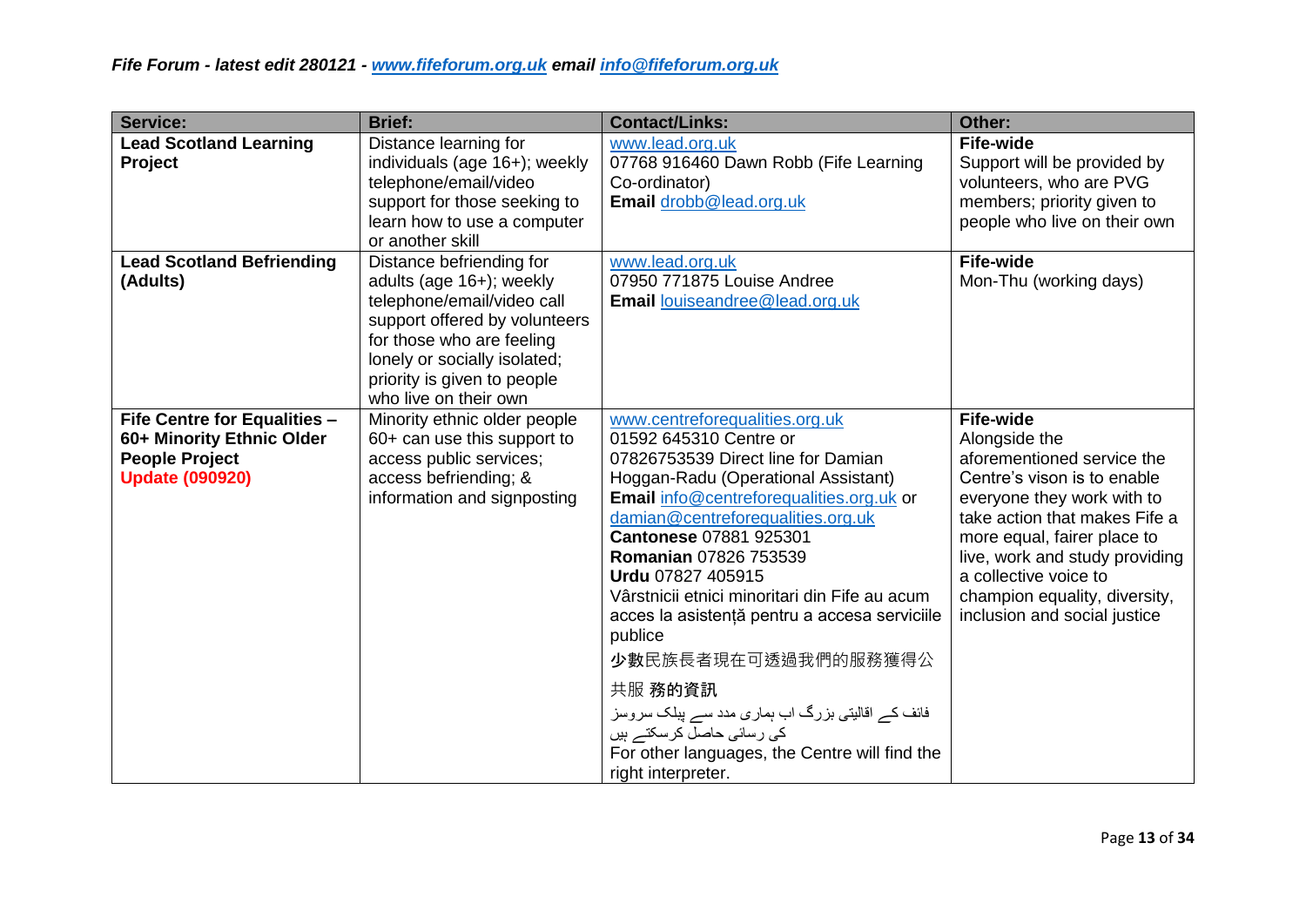*Fife Forum - latest edit 280121 - [www.fifeforum.org.uk](http://www.fifeforum.org.uk) email [info@fifeforum.org.uk](mailto:info@fifeforum.org.uk)*

| Service: | Brief: | Contact/Links: | Other: |
|---|---|---|---|
| **Lead Scotland Learning Project** | Distance learning for individuals (age 16+); weekly telephone/email/video support for those seeking to learn how to use a computer or another skill | www.lead.org.uk<br>07768 916460 Dawn Robb (Fife Learning Co-ordinator)<br>**Email** drobb@lead.org.uk | **Fife-wide**<br>Support will be provided by volunteers, who are PVG members; priority given to people who live on their own |
| **Lead Scotland Befriending (Adults)** | Distance befriending for adults (age 16+); weekly telephone/email/video call support offered by volunteers for those who are feeling lonely or socially isolated; priority is given to people who live on their own | www.lead.org.uk<br>07950 771875 Louise Andree<br>**Email** louiseandree@lead.org.uk | **Fife-wide**<br>Mon-Thu (working days) |
| **Fife Centre for Equalities – 60+ Minority Ethnic Older People Project**<br>**Update (090920)** | Minority ethnic older people 60+ can use this support to access public services; access befriending; & information and signposting | www.centreforequalities.org.uk<br>01592 645310 Centre or<br>07826753539 Direct line for Damian Hoggan-Radu (Operational Assistant)<br>**Email** info@centreforequalities.org.uk or damian@centreforequalities.org.uk<br>**Cantonese** 07881 925301<br>**Romanian** 07826 753539<br>**Urdu** 07827 405915<br>Vârstnicii etnici minoritari din Fife au acum acces la asistență pentru a accesa serviciile publice<br>少數民族長者現在可透過我們的服務獲得公共服 務的資訊<br>فائف کے اقلیتی بزرگ اب ہماری مدد سے پبلک سروسز کی رسائی حاصل کرسکتے ہیں<br>For other languages, the Centre will find the right interpreter. | **Fife-wide**<br>Alongside the aforementioned service the Centre's vison is to enable everyone they work with to take action that makes Fife a more equal, fairer place to live, work and study providing a collective voice to champion equality, diversity, inclusion and social justice |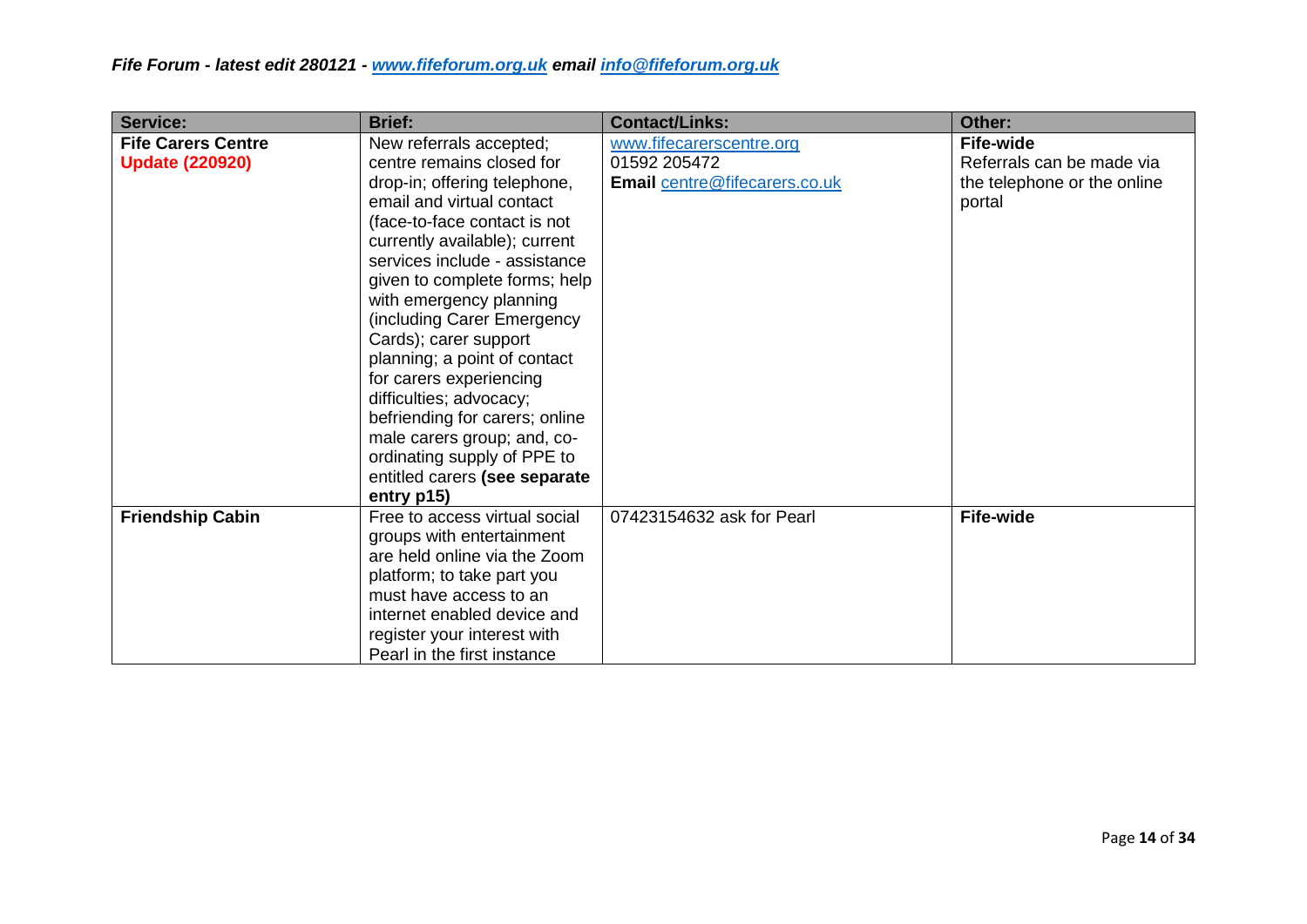| Service: | Brief: | Contact/Links: | Other: |
|---|---|---|---|
| **Fife Carers Centre** **Update (220920)** | New referrals accepted; centre remains closed for drop-in; offering telephone, email and virtual contact (face-to-face contact is not currently available); current services include - assistance given to complete forms; help with emergency planning (including Carer Emergency Cards); carer support planning; a point of contact for carers experiencing difficulties; advocacy; befriending for carers; online male carers group; and, co-ordinating supply of PPE to entitled carers **(see separate entry p15)** | www.fifecarerscentre.org 01592 205472 **Email** centre@fifecarers.co.uk | **Fife-wide** Referrals can be made via the telephone or the online portal |
| **Friendship Cabin** | Free to access virtual social groups with entertainment are held online via the Zoom platform; to take part you must have access to an internet enabled device and register your interest with Pearl in the first instance | 07423154632 ask for Pearl | **Fife-wide** |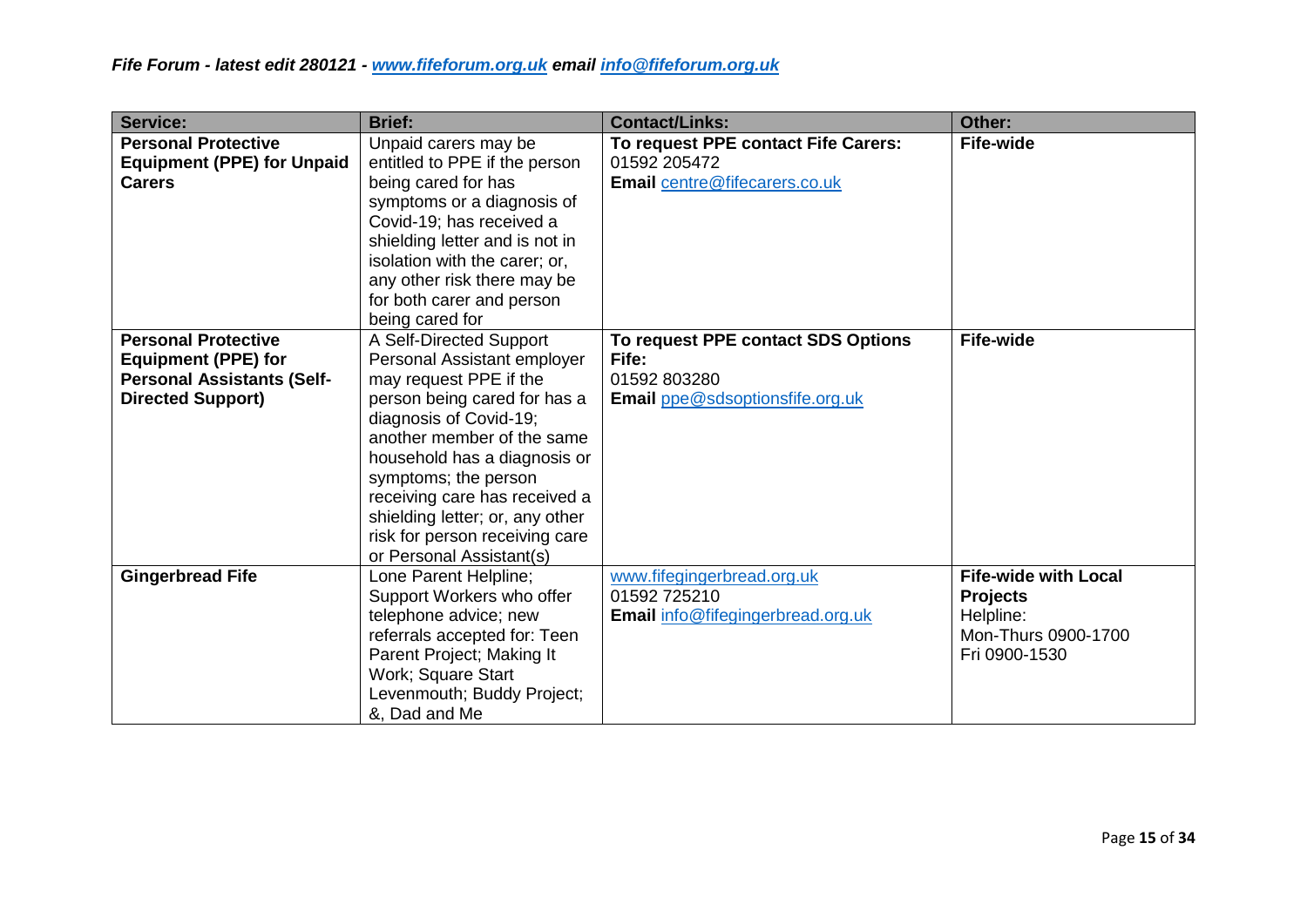| Service: | Brief: | Contact/Links: | Other: |
|---|---|---|---|
| **Personal Protective Equipment (PPE) for Unpaid Carers** | Unpaid carers may be entitled to PPE if the person being cared for has symptoms or a diagnosis of Covid-19; has received a shielding letter and is not in isolation with the carer; or, any other risk there may be for both carer and person being cared for | **To request PPE contact Fife Carers:** 01592 205472 **Email** centre@fifecarers.co.uk | **Fife-wide** |
| **Personal Protective Equipment (PPE) for Personal Assistants (Self-Directed Support)** | A Self-Directed Support Personal Assistant employer may request PPE if the person being cared for has a diagnosis of Covid-19; another member of the same household has a diagnosis or symptoms; the person receiving care has received a shielding letter; or, any other risk for person receiving care or Personal Assistant(s) | **To request PPE contact SDS Options Fife:** 01592 803280 **Email** ppe@sdsoptionsfife.org.uk | **Fife-wide** |
| **Gingerbread Fife** | Lone Parent Helpline; Support Workers who offer telephone advice; new referrals accepted for: Teen Parent Project; Making It Work; Square Start Levenmouth; Buddy Project; &, Dad and Me | www.fifegingerbread.org.uk 01592 725210 **Email** info@fifegingerbread.org.uk | **Fife-wide with Local Projects** Helpline: Mon-Thurs 0900-1700 Fri 0900-1530 |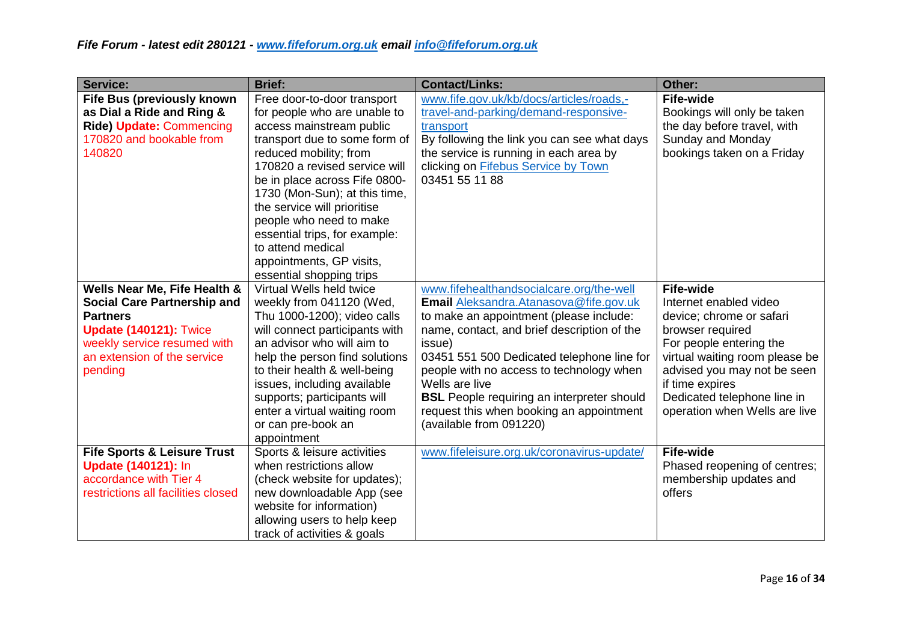*Fife Forum - latest edit 280121 - www.fifeforum.org.uk email info@fifeforum.org.uk*

| Service: | Brief: | Contact/Links: | Other: |
|---|---|---|---|
| **Fife Bus (previously known as Dial a Ride and Ring & Ride) Update:** Commencing 170820 and bookable from 140820 | Free door-to-door transport for people who are unable to access mainstream public transport due to some form of reduced mobility; from 170820 a revised service will be in place across Fife 0800-1730 (Mon-Sun); at this time, the service will prioritise people who need to make essential trips, for example: to attend medical appointments, GP visits, essential shopping trips | www.fife.gov.uk/kb/docs/articles/roads,-travel-and-parking/demand-responsive-transport<br>By following the link you can see what days the service is running in each area by clicking on Fifebus Service by Town<br>03451 55 11 88 | **Fife-wide**<br>Bookings will only be taken the day before travel, with Sunday and Monday bookings taken on a Friday |
| **Wells Near Me, Fife Health & Social Care Partnership and Partners**<br>**Update (140121):** Twice weekly service resumed with an extension of the service pending | Virtual Wells held twice weekly from 041120 (Wed, Thu 1000-1200); video calls will connect participants with an advisor who will aim to help the person find solutions to their health & well-being issues, including available supports; participants will enter a virtual waiting room or can pre-book an appointment | www.fifehealthandsocialcare.org/the-well<br>**Email** Aleksandra.Atanasova@fife.gov.uk to make an appointment (please include: name, contact, and brief description of the issue)<br>03451 551 500 Dedicated telephone line for people with no access to technology when Wells are live<br>**BSL** People requiring an interpreter should request this when booking an appointment (available from 091220) | **Fife-wide**<br>Internet enabled video device; chrome or safari browser required<br>For people entering the virtual waiting room please be advised you may not be seen if time expires<br>Dedicated telephone line in operation when Wells are live |
| **Fife Sports & Leisure Trust**<br>**Update (140121):** In accordance with Tier 4 restrictions all facilities closed | Sports & leisure activities when restrictions allow (check website for updates); new downloadable App (see website for information) allowing users to help keep track of activities & goals | www.fifeleisure.org.uk/coronavirus-update/ | **Fife-wide**<br>Phased reopening of centres; membership updates and offers |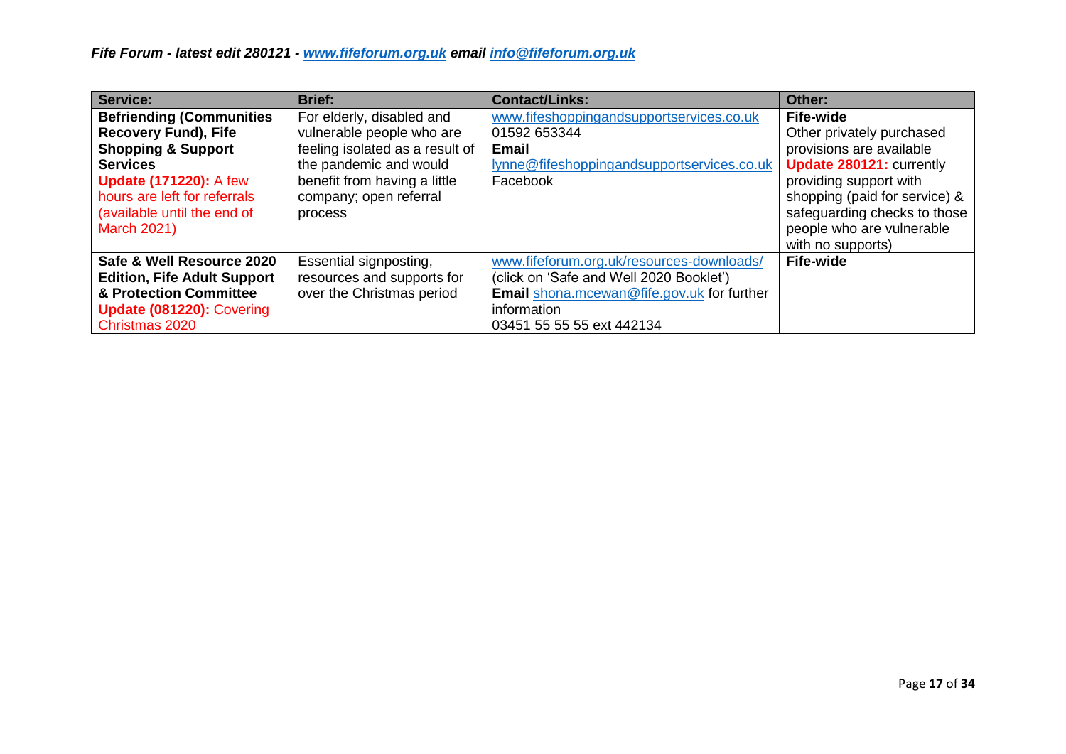*Fife Forum - latest edit 280121 - [www.fifeforum.org.uk](http://www.fifeforum.org.uk) email [info@fifeforum.org.uk](mailto:info@fifeforum.org.uk)*

| Service: | Brief: | Contact/Links: | Other: |
|---|---|---|---|
| **Befriending (Communities Recovery Fund), Fife Shopping & Support Services** **Update (171220):** A few hours are left for referrals (available until the end of March 2021) | For elderly, disabled and vulnerable people who are feeling isolated as a result of the pandemic and would benefit from having a little company; open referral process | www.fifeshoppingandsupportservices.co.uk 01592 653344 **Email** lynne@fifeshoppingandsupportservices.co.uk Facebook | **Fife-wide** Other privately purchased provisions are available **Update 280121:** currently providing support with shopping (paid for service) & safeguarding checks to those people who are vulnerable with no supports) |
| **Safe & Well Resource 2020 Edition, Fife Adult Support & Protection Committee** **Update (081220):** Covering Christmas 2020 | Essential signposting, resources and supports for over the Christmas period | www.fifeforum.org.uk/resources-downloads/ (click on 'Safe and Well 2020 Booklet') **Email** shona.mcewan@fife.gov.uk for further information 03451 55 55 55 ext 442134 | **Fife-wide** |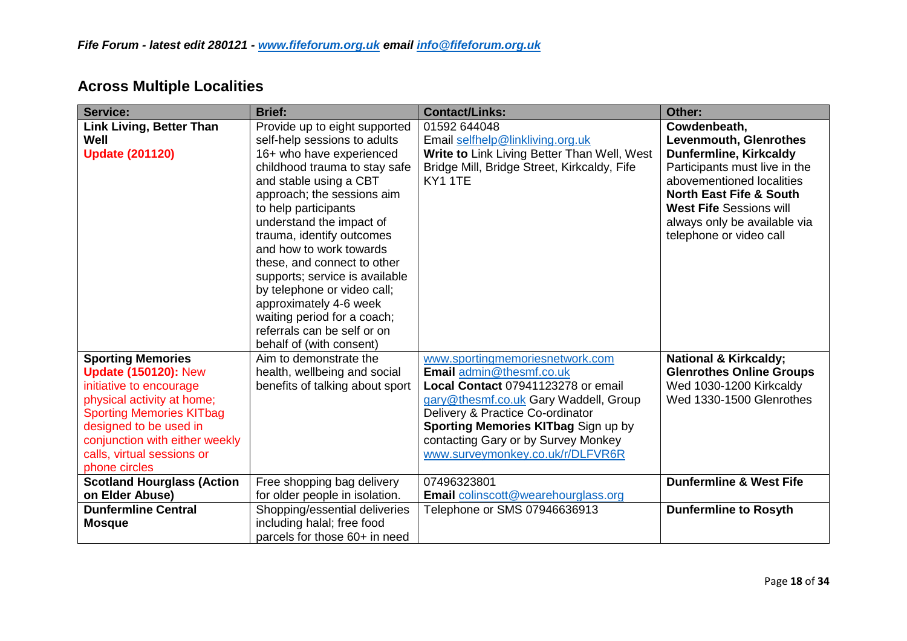## Across Multiple Localities

| Service: | Brief: | Contact/Links: | Other: |
|---|---|---|---|
| **Link Living, Better Than Well** **Update (201120)** | Provide up to eight supported self-help sessions to adults 16+ who have experienced childhood trauma to stay safe and stable using a CBT approach; the sessions aim to help participants understand the impact of trauma, identify outcomes and how to work towards these, and connect to other supports; service is available by telephone or video call; approximately 4-6 week waiting period for a coach; referrals can be self or on behalf of (with consent) | 01592 644048 Email selfhelp@linkliving.org.uk **Write to** Link Living Better Than Well, West Bridge Mill, Bridge Street, Kirkcaldy, Fife KY1 1TE | **Cowdenbeath, Levenmouth, Glenrothes Dunfermline, Kirkcaldy** Participants must live in the abovementioned localities **North East Fife & South West Fife** Sessions will always only be available via telephone or video call |
| **Sporting Memories** **Update (150120):** New initiative to encourage physical activity at home; Sporting Memories KITbag designed to be used in conjunction with either weekly calls, virtual sessions or phone circles | Aim to demonstrate the health, wellbeing and social benefits of talking about sport | www.sportingmemoriesnetwork.com **Email** admin@thesmf.co.uk **Local Contact** 07941123278 or email gary@thesmf.co.uk Gary Waddell, Group Delivery & Practice Co-ordinator **Sporting Memories KITbag** Sign up by contacting Gary or by Survey Monkey www.surveymonkey.co.uk/r/DLFVR6R | **National & Kirkcaldy; Glenrothes Online Groups** Wed 1030-1200 Kirkcaldy Wed 1330-1500 Glenrothes |
| **Scotland Hourglass (Action on Elder Abuse)** | Free shopping bag delivery for older people in isolation. | 07496323801 **Email** colinscott@wearehourglass.org | **Dunfermline & West Fife** |
| **Dunfermline Central Mosque** | Shopping/essential deliveries including halal; free food parcels for those 60+ in need | Telephone or SMS 07946636913 | **Dunfermline to Rosyth** |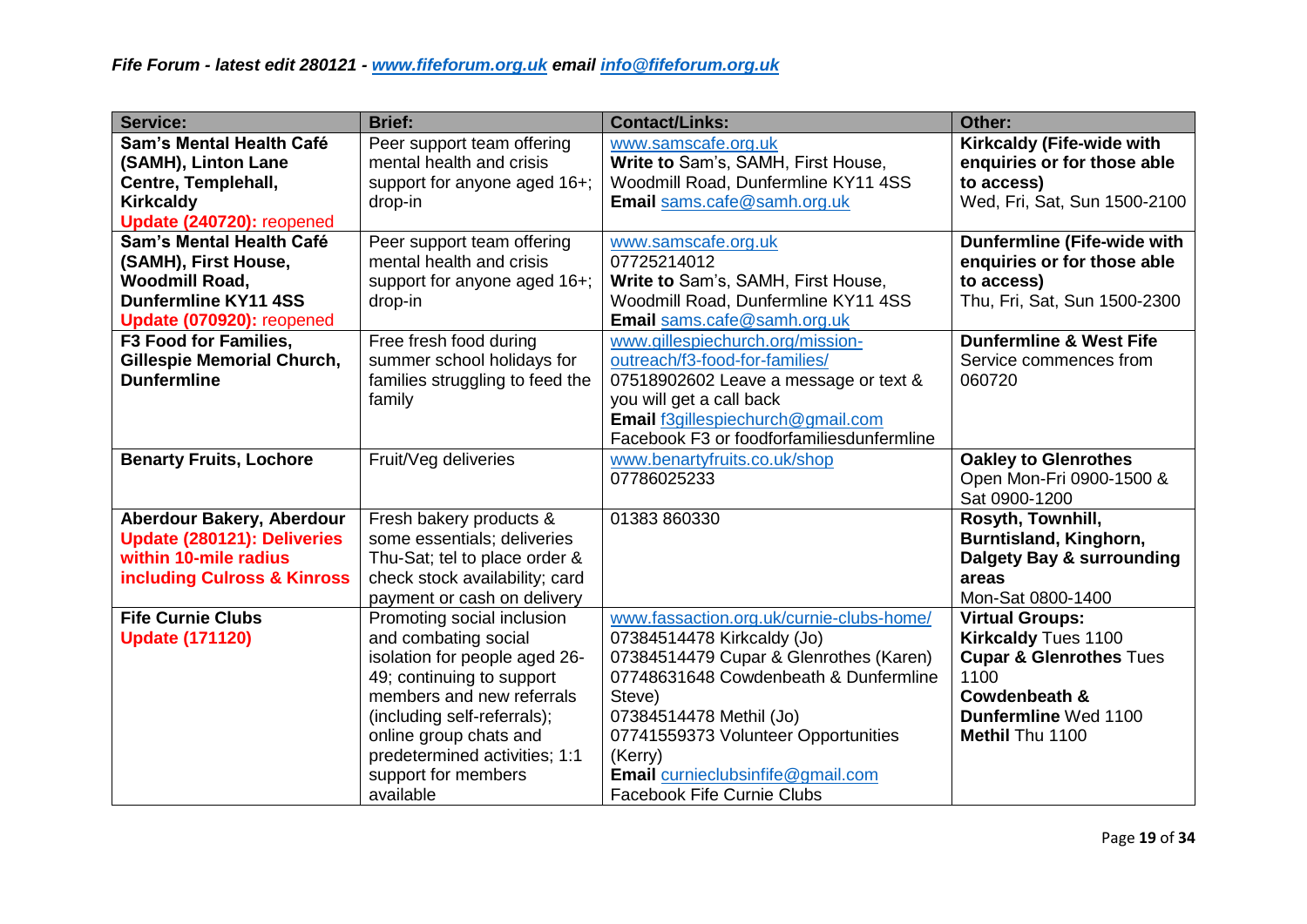*Fife Forum - latest edit 280121 - [www.fifeforum.org.uk](http://www.fifeforum.org.uk) email [info@fifeforum.org.uk](mailto:info@fifeforum.org.uk)*

| Service: | Brief: | Contact/Links: | Other: |
|---|---|---|---|
| **Sam's Mental Health Café (SAMH), Linton Lane Centre, Templehall, Kirkcaldy** **Update (240720):** reopened | Peer support team offering mental health and crisis support for anyone aged 16+; drop-in | www.samscafe.org.uk **Write to** Sam's, SAMH, First House, Woodmill Road, Dunfermline KY11 4SS **Email** sams.cafe@samh.org.uk | **Kirkcaldy (Fife-wide with enquiries or for those able to access)** Wed, Fri, Sat, Sun 1500-2100 |
| **Sam's Mental Health Café (SAMH), First House, Woodmill Road, Dunfermline KY11 4SS** **Update (070920):** reopened | Peer support team offering mental health and crisis support for anyone aged 16+; drop-in | www.samscafe.org.uk 07725214012 **Write to** Sam's, SAMH, First House, Woodmill Road, Dunfermline KY11 4SS **Email** sams.cafe@samh.org.uk | **Dunfermline (Fife-wide with enquiries or for those able to access)** Thu, Fri, Sat, Sun 1500-2300 |
| **F3 Food for Families, Gillespie Memorial Church, Dunfermline** | Free fresh food during summer school holidays for families struggling to feed the family | www.gillespiechurch.org/mission-outreach/f3-food-for-families/ 07518902602 Leave a message or text & you will get a call back **Email** f3gillespiechurch@gmail.com Facebook F3 or foodforfamiliesdunfermline | **Dunfermline & West Fife** Service commences from 060720 |
| **Benarty Fruits, Lochore** | Fruit/Veg deliveries | www.benartyfruits.co.uk/shop 07786025233 | **Oakley to Glenrothes** Open Mon-Fri 0900-1500 & Sat 0900-1200 |
| **Aberdour Bakery, Aberdour** **Update (280121): Deliveries within 10-mile radius including Culross & Kinross** | Fresh bakery products & some essentials; deliveries Thu-Sat; tel to place order & check stock availability; card payment or cash on delivery | 01383 860330 | **Rosyth, Townhill, Burntisland, Kinghorn, Dalgety Bay & surrounding areas** Mon-Sat 0800-1400 |
| **Fife Curnie Clubs** **Update (171120)** | Promoting social inclusion and combating social isolation for people aged 26-49; continuing to support members and new referrals (including self-referrals); online group chats and predetermined activities; 1:1 support for members available | www.fassaction.org.uk/curnie-clubs-home/ 07384514478 Kirkcaldy (Jo) 07384514479 Cupar & Glenrothes (Karen) 07748631648 Cowdenbeath & Dunfermline Steve) 07384514478 Methil (Jo) 07741559373 Volunteer Opportunities (Kerry) **Email** curnieclubsinfife@gmail.com Facebook Fife Curnie Clubs | **Virtual Groups:** **Kirkcaldy** Tues 1100 **Cupar & Glenrothes** Tues 1100 **Cowdenbeath & Dunfermline** Wed 1100 **Methil** Thu 1100 |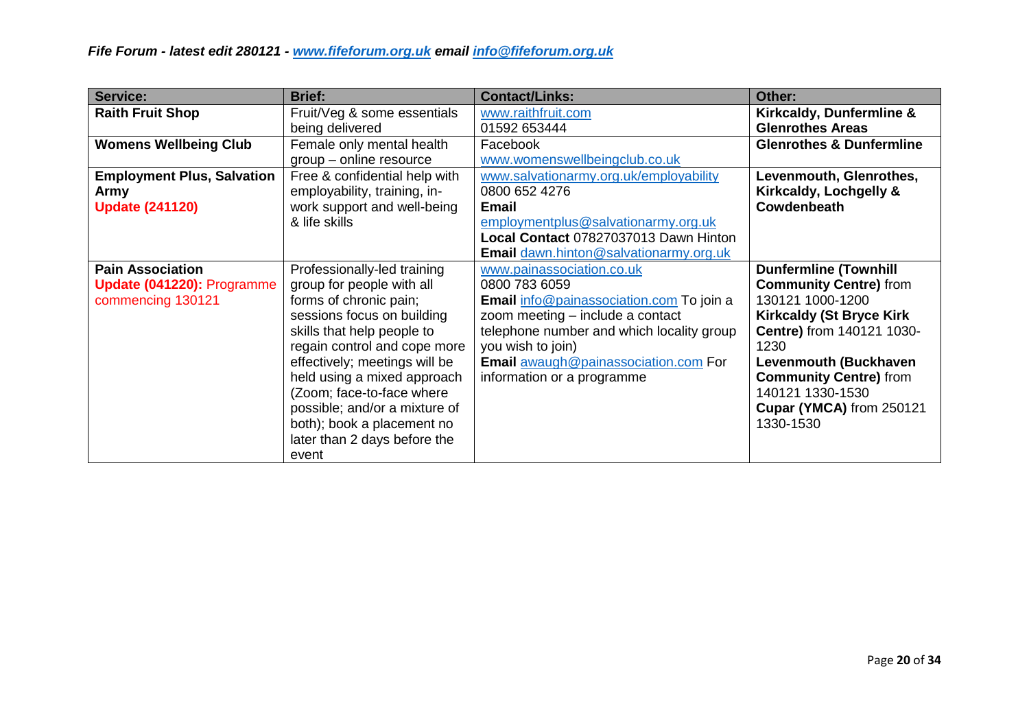| Service: | Brief: | Contact/Links: | Other: |
|---|---|---|---|
| **Raith Fruit Shop** | Fruit/Veg & some essentials being delivered | www.raithfruit.com<br>01592 653444 | **Kirkcaldy, Dunfermline & Glenrothes Areas** |
| **Womens Wellbeing Club** | Female only mental health group – online resource | Facebook<br>www.womenswellbeingclub.co.uk | **Glenrothes & Dunfermline** |
| **Employment Plus, Salvation Army**<br>**Update (241120)** | Free & confidential help with employability, training, in-work support and well-being & life skills | www.salvationarmy.org.uk/employability<br>0800 652 4276<br>**Email**<br>employmentplus@salvationarmy.org.uk<br>**Local Contact** 07827037013 Dawn Hinton<br>**Email** dawn.hinton@salvationarmy.org.uk | **Levenmouth, Glenrothes, Kirkcaldy, Lochgelly & Cowdenbeath** |
| **Pain Association**<br>**Update (041220):** Programme commencing 130121 | Professionally-led training group for people with all forms of chronic pain; sessions focus on building skills that help people to regain control and cope more effectively; meetings will be held using a mixed approach (Zoom; face-to-face where possible; and/or a mixture of both); book a placement no later than 2 days before the event | www.painassociation.co.uk<br>0800 783 6059<br>**Email** info@painassociation.com To join a zoom meeting – include a contact telephone number and which locality group you wish to join)<br>**Email** awaugh@painassociation.com For information or a programme | **Dunfermline (Townhill Community Centre)** from 130121 1000-1200<br>**Kirkcaldy (St Bryce Kirk Centre)** from 140121 1030-1230<br>**Levenmouth (Buckhaven Community Centre)** from 140121 1330-1530<br>**Cupar (YMCA)** from 250121 1330-1530 |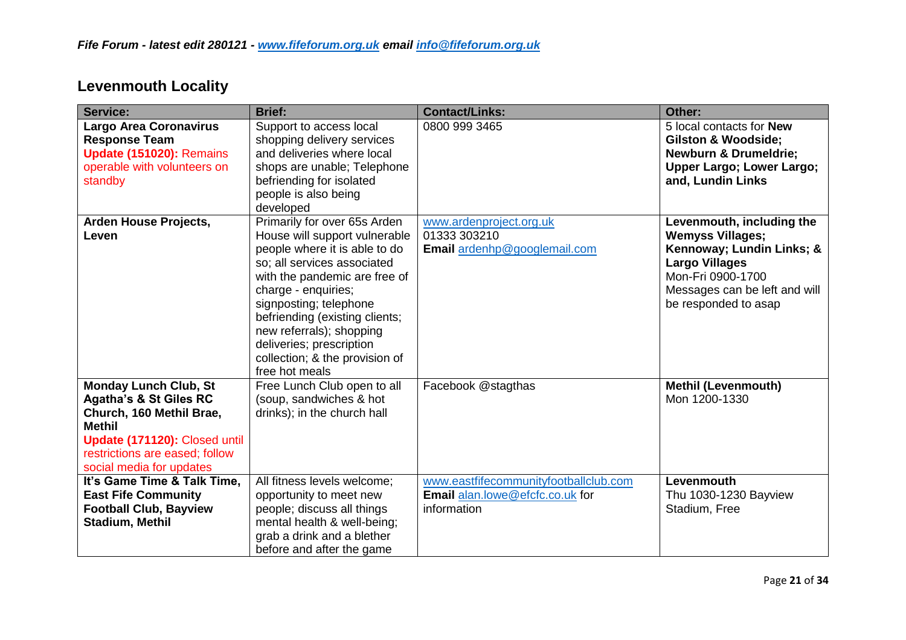## Levenmouth Locality

| Service: | Brief: | Contact/Links: | Other: |
|---|---|---|---|
| **Largo Area Coronavirus Response Team** **Update (151020):** Remains operable with volunteers on standby | Support to access local shopping delivery services and deliveries where local shops are unable; Telephone befriending for isolated people is also being developed | 0800 999 3465 | 5 local contacts for **New Gilston & Woodside; Newburn & Drumeldrie; Upper Largo; Lower Largo; and, Lundin Links** |
| **Arden House Projects, Leven** | Primarily for over 65s Arden House will support vulnerable people where it is able to do so; all services associated with the pandemic are free of charge - enquiries; signposting; telephone befriending (existing clients; new referrals); shopping deliveries; prescription collection; & the provision of free hot meals | www.ardenproject.org.uk 01333 303210 **Email** ardenhp@googlemail.com | **Levenmouth, including the Wemyss Villages; Kennoway; Lundin Links; & Largo Villages** Mon-Fri 0900-1700 Messages can be left and will be responded to asap |
| **Monday Lunch Club, St Agatha's & St Giles RC Church, 160 Methil Brae, Methil** **Update (171120):** Closed until restrictions are eased; follow social media for updates | Free Lunch Club open to all (soup, sandwiches & hot drinks); in the church hall | Facebook @stagthas | **Methil (Levenmouth)** Mon 1200-1330 |
| **It's Game Time & Talk Time, East Fife Community Football Club, Bayview Stadium, Methil** | All fitness levels welcome; opportunity to meet new people; discuss all things mental health & well-being; grab a drink and a blether before and after the game | www.eastfifecommunityfootballclub.com **Email** alan.lowe@efcfc.co.uk for information | **Levenmouth** Thu 1030-1230 Bayview Stadium, Free |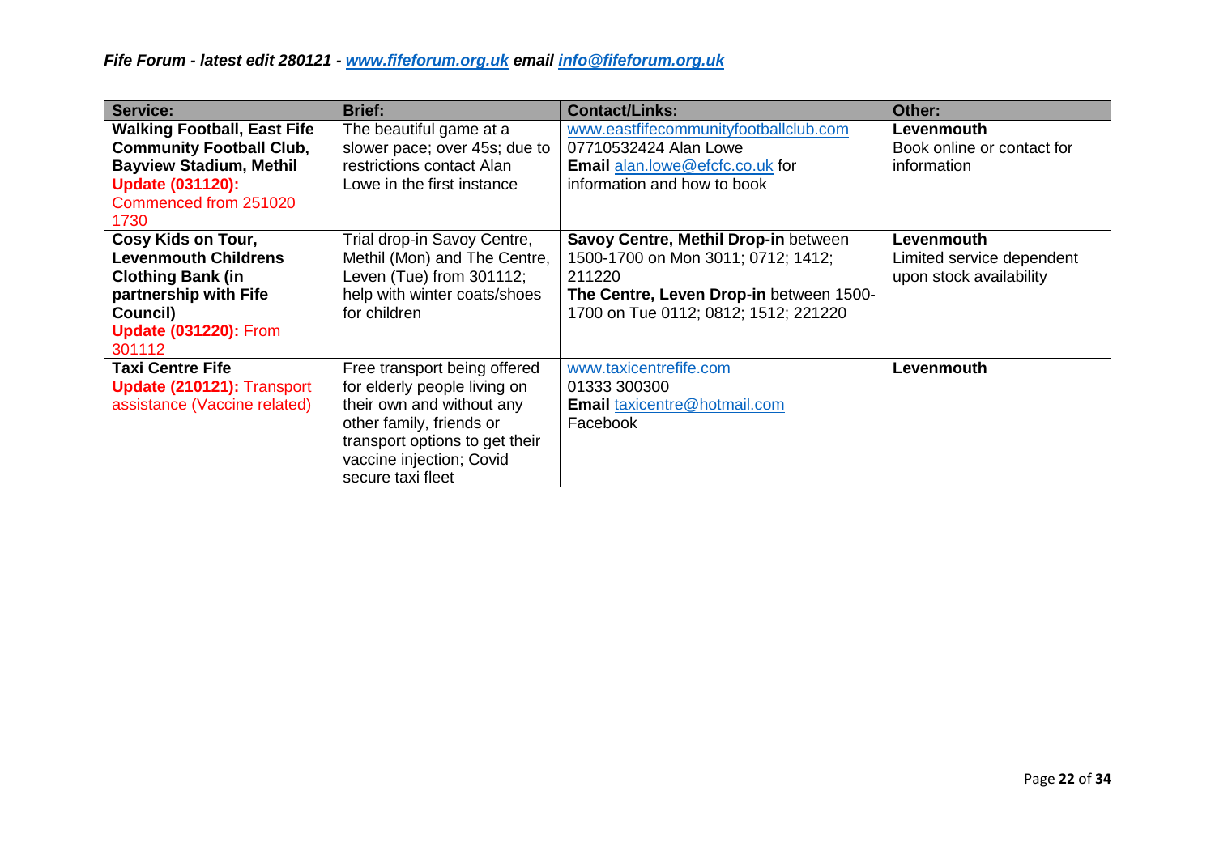*Fife Forum - latest edit 280121 - [www.fifeforum.org.uk](http://www.fifeforum.org.uk) email [info@fifeforum.org.uk](mailto:info@fifeforum.org.uk)*

| Service: | Brief: | Contact/Links: | Other: |
|---|---|---|---|
| **Walking Football, East Fife Community Football Club, Bayview Stadium, Methil** **Update (031120):** Commenced from 251020 1730 | The beautiful game at a slower pace; over 45s; due to restrictions contact Alan Lowe in the first instance | www.eastfifecommunityfootballclub.com 07710532424 Alan Lowe **Email** alan.lowe@efcfc.co.uk for information and how to book | **Levenmouth** Book online or contact for information |
| **Cosy Kids on Tour, Levenmouth Childrens Clothing Bank (in partnership with Fife Council)** **Update (031220):** From 301112 | Trial drop-in Savoy Centre, Methil (Mon) and The Centre, Leven (Tue) from 301112; help with winter coats/shoes for children | **Savoy Centre, Methil Drop-in** between 1500-1700 on Mon 3011; 0712; 1412; 211220 **The Centre, Leven Drop-in** between 1500-1700 on Tue 0112; 0812; 1512; 221220 | **Levenmouth** Limited service dependent upon stock availability |
| **Taxi Centre Fife** **Update (210121):** Transport assistance (Vaccine related) | Free transport being offered for elderly people living on their own and without any other family, friends or transport options to get their vaccine injection; Covid secure taxi fleet | www.taxicentrefife.com 01333 300300 **Email** taxicentre@hotmail.com Facebook | **Levenmouth** |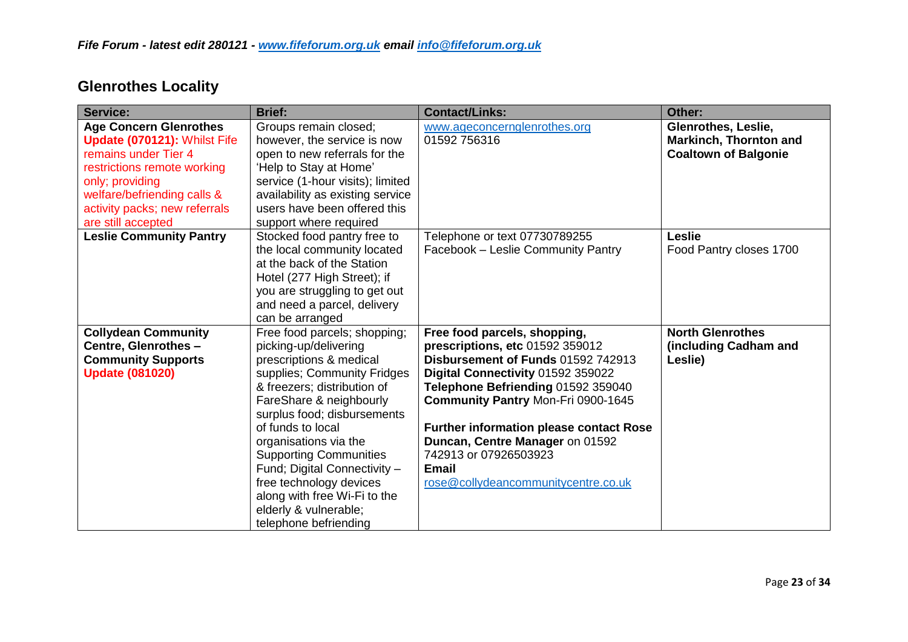## Glenrothes Locality

| Service: | Brief: | Contact/Links: | Other: |
|---|---|---|---|
| **Age Concern Glenrothes** **Update (070121):** Whilst Fife remains under Tier 4 restrictions remote working only; providing welfare/befriending calls & activity packs; new referrals are still accepted | Groups remain closed; however, the service is now open to new referrals for the 'Help to Stay at Home' service (1-hour visits); limited availability as existing service users have been offered this support where required | www.ageconcernglenrothes.org<br>01592 756316 | **Glenrothes, Leslie, Markinch, Thornton and Coaltown of Balgonie** |
| **Leslie Community Pantry** | Stocked food pantry free to the local community located at the back of the Station Hotel (277 High Street); if you are struggling to get out and need a parcel, delivery can be arranged | Telephone or text 07730789255<br>Facebook – Leslie Community Pantry | **Leslie**<br>Food Pantry closes 1700 |
| **Collydean Community Centre, Glenrothes – Community Supports** **Update (081020)** | Free food parcels; shopping; picking-up/delivering prescriptions & medical supplies; Community Fridges & freezers; distribution of FareShare & neighbourly surplus food; disbursements of funds to local organisations via the Supporting Communities Fund; Digital Connectivity – free technology devices along with free Wi-Fi to the elderly & vulnerable; telephone befriending | **Free food parcels, shopping, prescriptions, etc** 01592 359012<br>**Disbursement of Funds** 01592 742913<br>**Digital Connectivity** 01592 359022<br>**Telephone Befriending** 01592 359040<br>**Community Pantry** Mon-Fri 0900-1645<br><br>**Further information please contact Rose Duncan, Centre Manager** on 01592 742913 or 07926503923<br>**Email**<br>rose@collydeancommunitycentre.co.uk | **North Glenrothes (including Cadham and Leslie)** |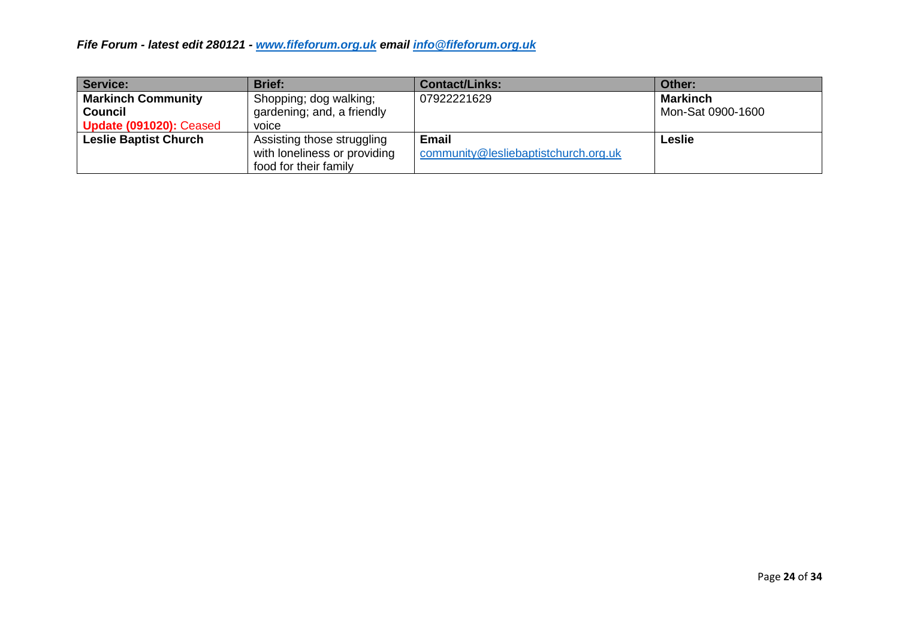| Service: | Brief: | Contact/Links: | Other: |
|---|---|---|---|
| **Markinch Community Council** **Update (091020):** Ceased | Shopping; dog walking; gardening; and, a friendly voice | 07922221629 | **Markinch** Mon-Sat 0900-1600 |
| **Leslie Baptist Church** | Assisting those struggling with loneliness or providing food for their family | **Email** community@lesliebaptistchurch.org.uk | **Leslie** |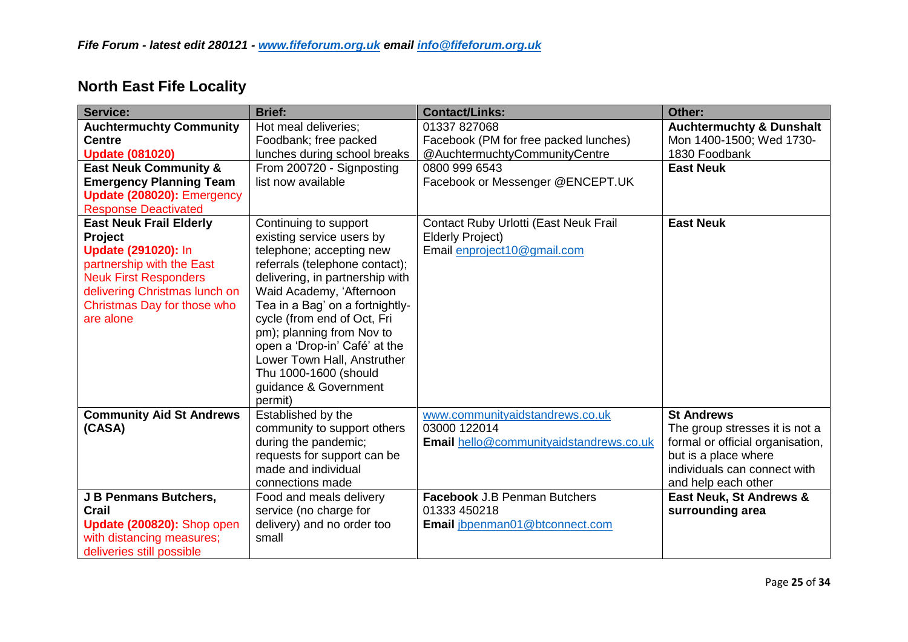*Fife Forum - latest edit 280121 - www.fifeforum.org.uk email info@fifeforum.org.uk*

## North East Fife Locality

| Service: | Brief: | Contact/Links: | Other: |
|---|---|---|---|
| **Auchtermuchty Community Centre** **Update (081020)** | Hot meal deliveries; Foodbank; free packed lunches during school breaks | 01337 827068 Facebook (PM for free packed lunches) @AuchtermuchtyCommunityCentre | **Auchtermuchty & Dunshalt** Mon 1400-1500; Wed 1730-1830 Foodbank |
| **East Neuk Community & Emergency Planning Team** **Update (208020):** Emergency Response Deactivated | From 200720 - Signposting list now available | 0800 999 6543 Facebook or Messenger @ENCEPT.UK | **East Neuk** |
| **East Neuk Frail Elderly Project** **Update (291020):** In partnership with the East Neuk First Responders delivering Christmas lunch on Christmas Day for those who are alone | Continuing to support existing service users by telephone; accepting new referrals (telephone contact); delivering, in partnership with Waid Academy, 'Afternoon Tea in a Bag' on a fortnightly-cycle (from end of Oct, Fri pm); planning from Nov to open a 'Drop-in' Café' at the Lower Town Hall, Anstruther Thu 1000-1600 (should guidance & Government permit) | Contact Ruby Urlotti (East Neuk Frail Elderly Project) Email enproject10@gmail.com | **East Neuk** |
| **Community Aid St Andrews (CASA)** | Established by the community to support others during the pandemic; requests for support can be made and individual connections made | www.communityaidstandrews.co.uk 03000 122014 **Email** hello@communityaidstandrews.co.uk | **St Andrews** The group stresses it is not a formal or official organisation, but is a place where individuals can connect with and help each other |
| **J B Penmans Butchers, Crail** **Update (200820):** Shop open with distancing measures; deliveries still possible | Food and meals delivery service (no charge for delivery) and no order too small | **Facebook** J.B Penman Butchers 01333 450218 **Email** jbpenman01@btconnect.com | **East Neuk, St Andrews & surrounding area** |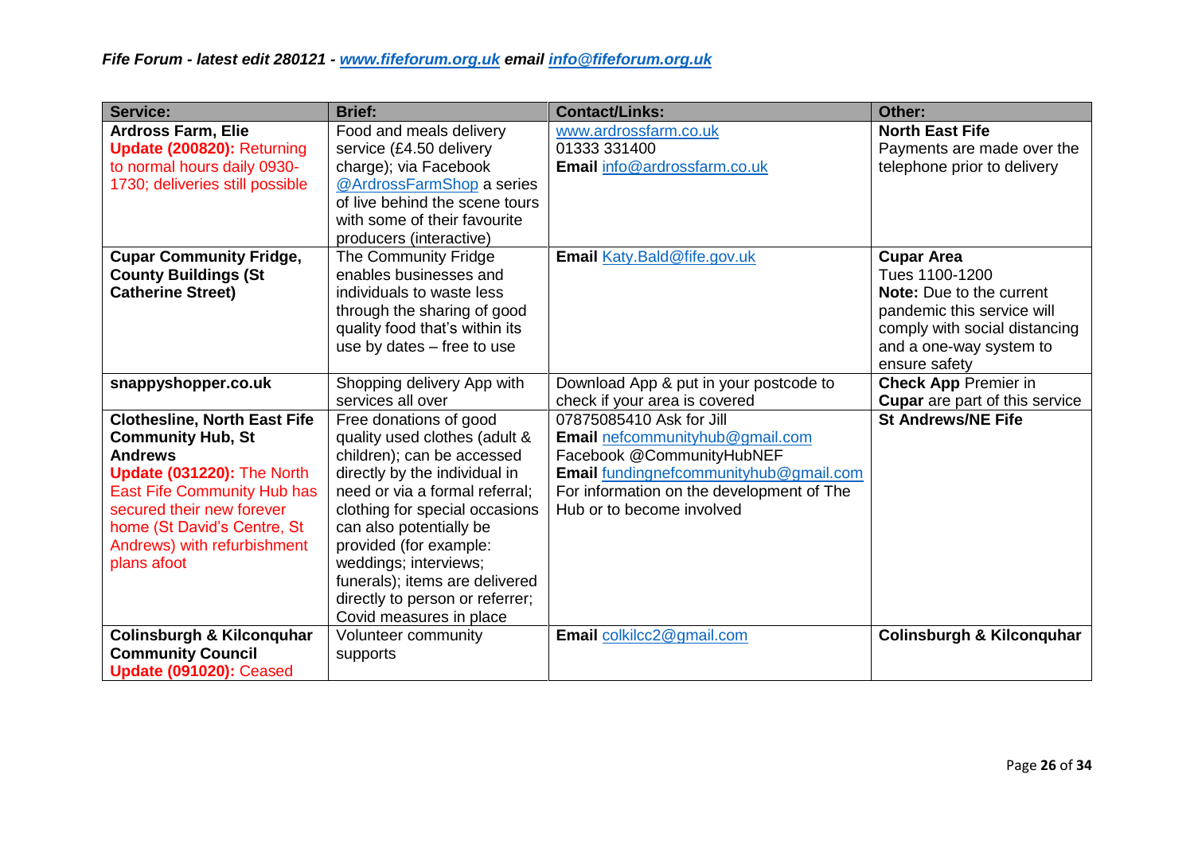*Fife Forum - latest edit 280121 - www.fifeforum.org.uk email info@fifeforum.org.uk*

| Service: | Brief: | Contact/Links: | Other: |
|---|---|---|---|
| **Ardross Farm, Elie** **Update (200820):** Returning to normal hours daily 0930-1730; deliveries still possible | Food and meals delivery service (£4.50 delivery charge); via Facebook @ArdrossFarmShop a series of live behind the scene tours with some of their favourite producers (interactive) | www.ardrossfarm.co.uk 01333 331400 **Email** info@ardrossfarm.co.uk | **North East Fife** Payments are made over the telephone prior to delivery |
| **Cupar Community Fridge, County Buildings (St Catherine Street)** | The Community Fridge enables businesses and individuals to waste less through the sharing of good quality food that's within its use by dates – free to use | **Email** Katy.Bald@fife.gov.uk | **Cupar Area** Tues 1100-1200 **Note:** Due to the current pandemic this service will comply with social distancing and a one-way system to ensure safety |
| **snappyshopper.co.uk** | Shopping delivery App with services all over | Download App & put in your postcode to check if your area is covered | **Check App** Premier in **Cupar** are part of this service |
| **Clothesline, North East Fife Community Hub, St Andrews** **Update (031220):** The North East Fife Community Hub has secured their new forever home (St David's Centre, St Andrews) with refurbishment plans afoot | Free donations of good quality used clothes (adult & children); can be accessed directly by the individual in need or via a formal referral; clothing for special occasions can also potentially be provided (for example: weddings; interviews; funerals); items are delivered directly to person or referrer; Covid measures in place | 07875085410 Ask for Jill **Email** nefcommunityhub@gmail.com Facebook @CommunityHubNEF **Email** fundingnefcommunityhub@gmail.com For information on the development of The Hub or to become involved | **St Andrews/NE Fife** |
| **Colinsburgh & Kilconquhar Community Council** **Update (091020):** Ceased | Volunteer community supports | **Email** colkilcc2@gmail.com | **Colinsburgh & Kilconquhar** |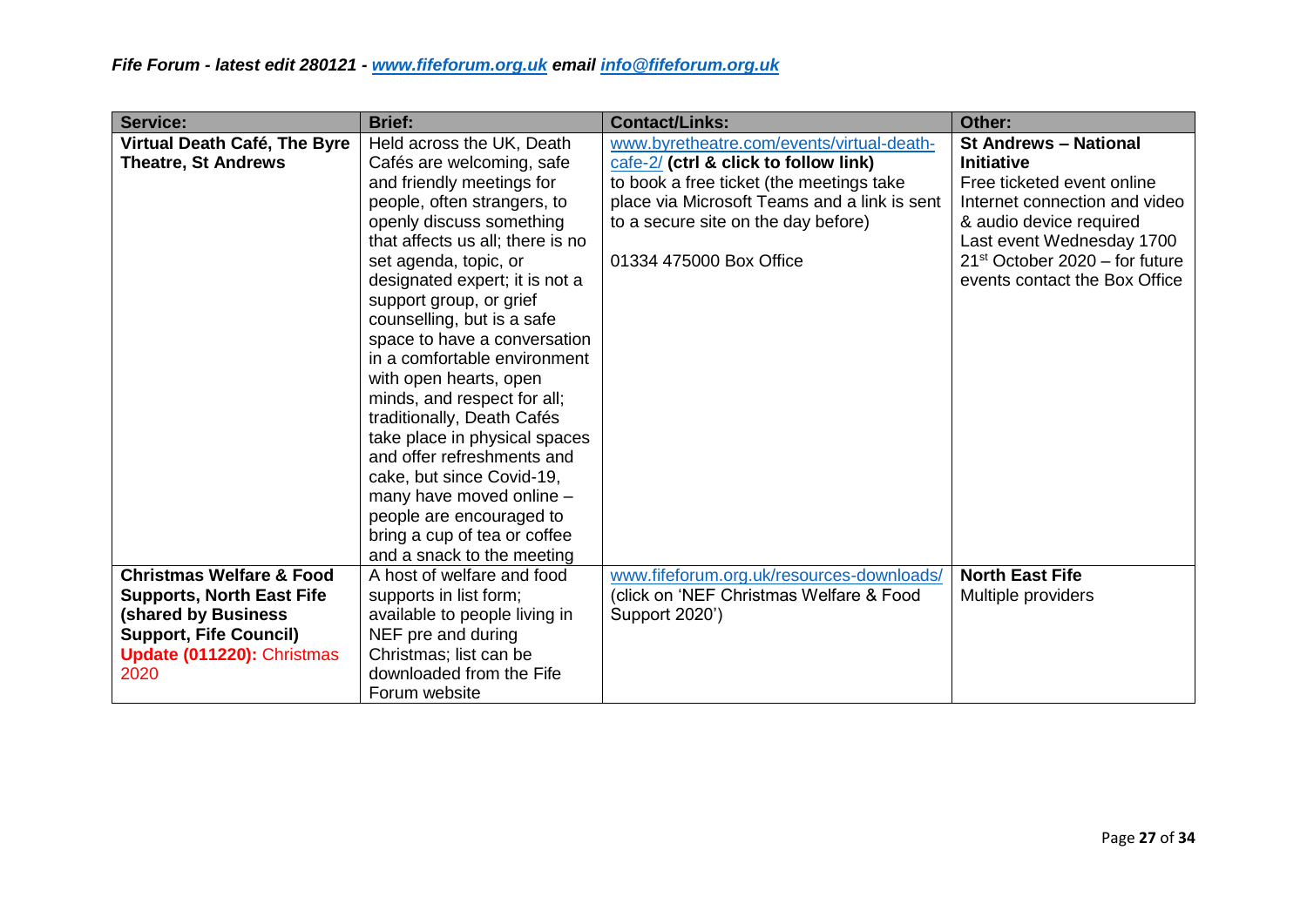| Service: | Brief: | Contact/Links: | Other: |
|---|---|---|---|
| **Virtual Death Café, The Byre Theatre, St Andrews** | Held across the UK, Death Cafés are welcoming, safe and friendly meetings for people, often strangers, to openly discuss something that affects us all; there is no set agenda, topic, or designated expert; it is not a support group, or grief counselling, but is a safe space to have a conversation in a comfortable environment with open hearts, open minds, and respect for all; traditionally, Death Cafés take place in physical spaces and offer refreshments and cake, but since Covid-19, many have moved online – people are encouraged to bring a cup of tea or coffee and a snack to the meeting | www.byretheatre.com/events/virtual-death-cafe-2/ **(ctrl & click to follow link)** to book a free ticket (the meetings take place via Microsoft Teams and a link is sent to a secure site on the day before)<br><br>01334 475000 Box Office | **St Andrews – National Initiative**<br>Free ticketed event online<br>Internet connection and video & audio device required<br>Last event Wednesday 1700 21st October 2020 – for future events contact the Box Office |
| **Christmas Welfare & Food Supports, North East Fife (shared by Business Support, Fife Council)**<br>**Update (011220):** Christmas 2020 | A host of welfare and food supports in list form; available to people living in NEF pre and during Christmas; list can be downloaded from the Fife Forum website | www.fifeforum.org.uk/resources-downloads/ (click on 'NEF Christmas Welfare & Food Support 2020') | **North East Fife**<br>Multiple providers |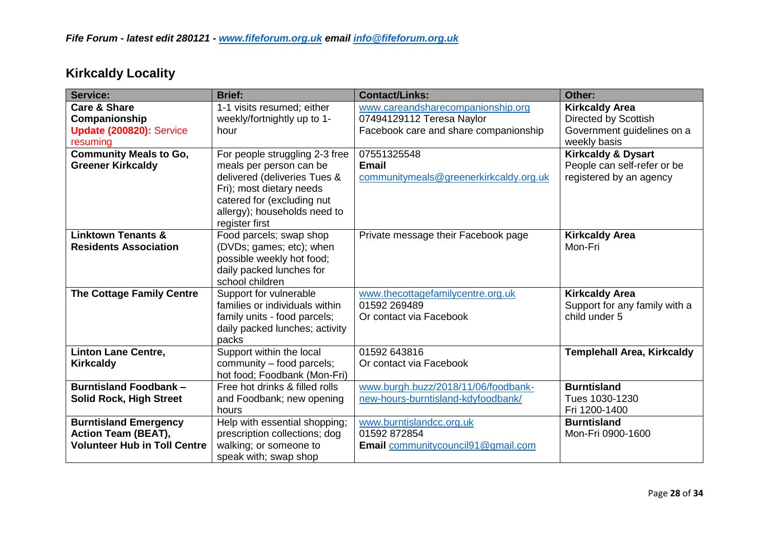*Fife Forum - latest edit 280121 - [www.fifeforum.org.uk](http://www.fifeforum.org.uk) email [info@fifeforum.org.uk](mailto:info@fifeforum.org.uk)*

## Kirkcaldy Locality

| Service: | Brief: | Contact/Links: | Other: |
|---|---|---|---|
| **Care & Share Companionship** **Update (200820):** Service resuming | 1-1 visits resumed; either weekly/fortnightly up to 1-hour | www.careandsharecompanionship.org 07494129112 Teresa Naylor Facebook care and share companionship | **Kirkcaldy Area** Directed by Scottish Government guidelines on a weekly basis |
| **Community Meals to Go, Greener Kirkcaldy** | For people struggling 2-3 free meals per person can be delivered (deliveries Tues & Fri); most dietary needs catered for (excluding nut allergy); households need to register first | 07551325548 **Email** communitymeals@greenerkirkcaldy.org.uk | **Kirkcaldy & Dysart** People can self-refer or be registered by an agency |
| **Linktown Tenants & Residents Association** | Food parcels; swap shop (DVDs; games; etc); when possible weekly hot food; daily packed lunches for school children | Private message their Facebook page | **Kirkcaldy Area** Mon-Fri |
| **The Cottage Family Centre** | Support for vulnerable families or individuals within family units - food parcels; daily packed lunches; activity packs | www.thecottagefamilycentre.org.uk 01592 269489 Or contact via Facebook | **Kirkcaldy Area** Support for any family with a child under 5 |
| **Linton Lane Centre, Kirkcaldy** | Support within the local community – food parcels; hot food; Foodbank (Mon-Fri) | 01592 643816 Or contact via Facebook | **Templehall Area, Kirkcaldy** |
| **Burntisland Foodbank – Solid Rock, High Street** | Free hot drinks & filled rolls and Foodbank; new opening hours | www.burgh.buzz/2018/11/06/foodbank-new-hours-burntisland-kdyfoodbank/ | **Burntisland** Tues 1030-1230 Fri 1200-1400 |
| **Burntisland Emergency Action Team (BEAT), Volunteer Hub in Toll Centre** | Help with essential shopping; prescription collections; dog walking; or someone to speak with; swap shop | www.burntislandcc.org.uk 01592 872854 **Email** communitycouncil91@gmail.com | **Burntisland** Mon-Fri 0900-1600 |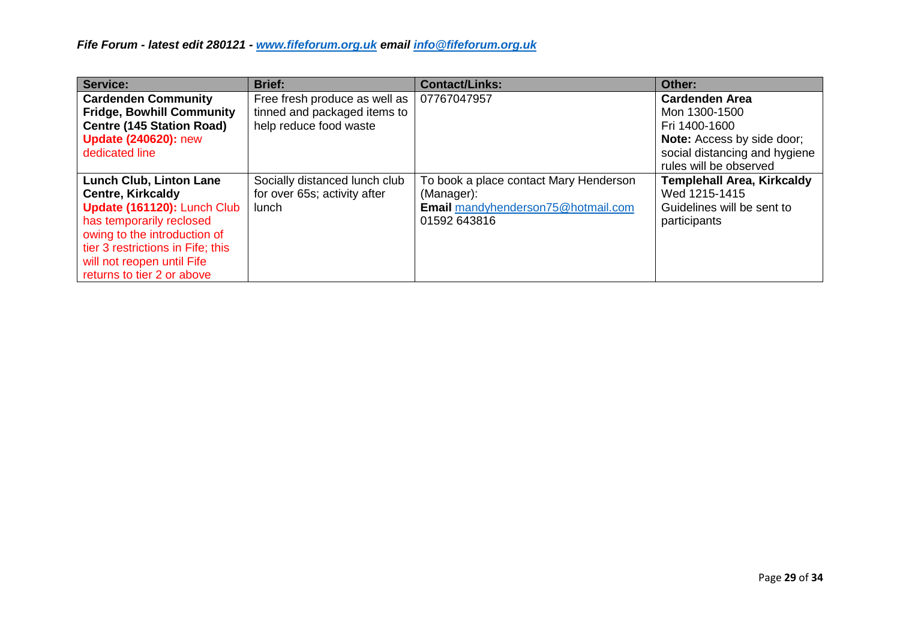| Service: | Brief: | Contact/Links: | Other: |
|---|---|---|---|
| **Cardenden Community Fridge, Bowhill Community Centre (145 Station Road)** **Update (240620):** new dedicated line | Free fresh produce as well as tinned and packaged items to help reduce food waste | 07767047957 | **Cardenden Area** Mon 1300-1500 Fri 1400-1600 **Note:** Access by side door; social distancing and hygiene rules will be observed |
| **Lunch Club, Linton Lane Centre, Kirkcaldy** **Update (161120):** Lunch Club has temporarily reclosed owing to the introduction of tier 3 restrictions in Fife; this will not reopen until Fife returns to tier 2 or above | Socially distanced lunch club for over 65s; activity after lunch | To book a place contact Mary Henderson (Manager): **Email** mandyhenderson75@hotmail.com 01592 643816 | **Templehall Area, Kirkcaldy** Wed 1215-1415 Guidelines will be sent to participants |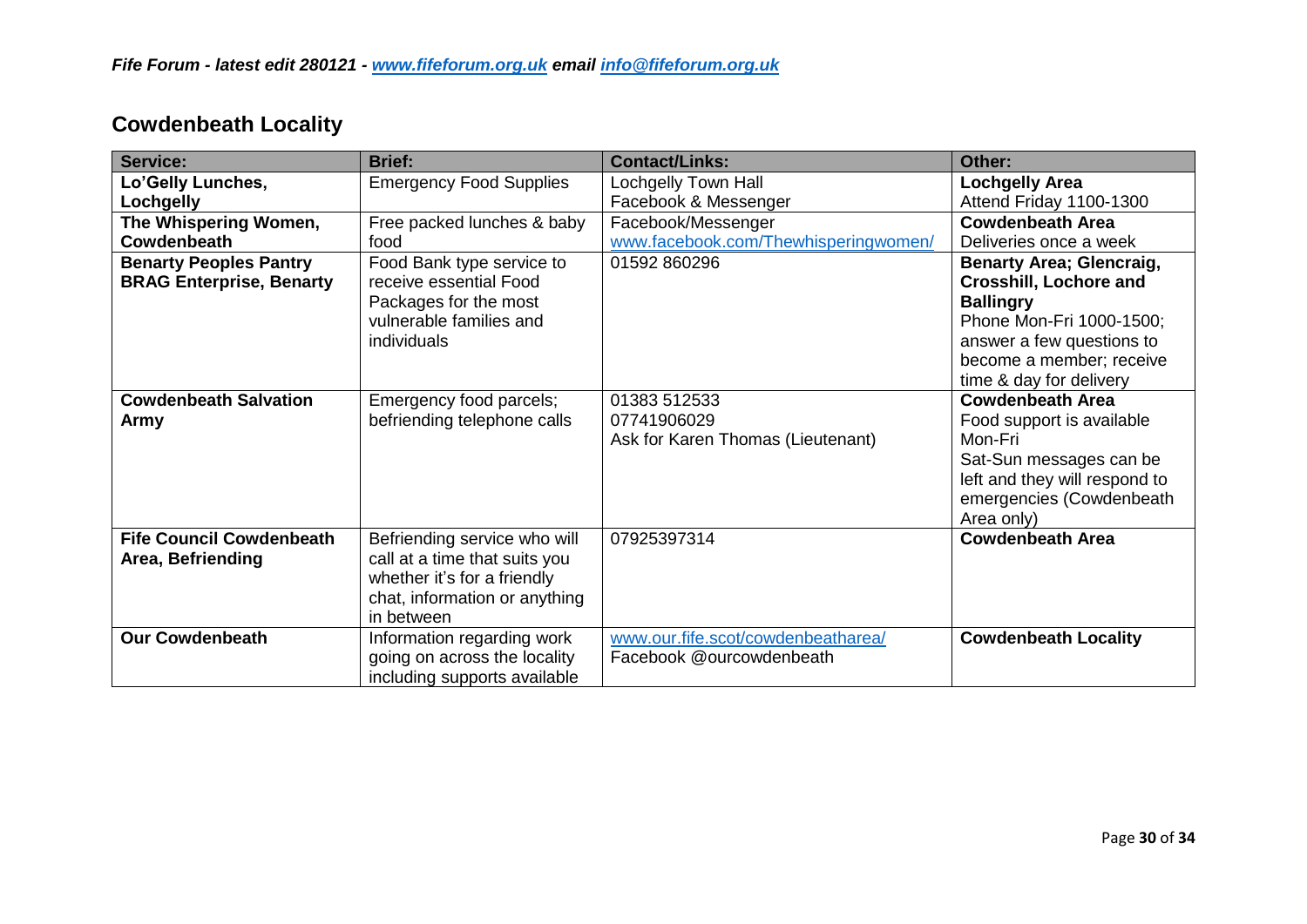## Cowdenbeath Locality

| Service: | Brief: | Contact/Links: | Other: |
|---|---|---|---|
| **Lo'Gelly Lunches, Lochgelly** | Emergency Food Supplies | Lochgelly Town Hall<br>Facebook & Messenger | **Lochgelly Area**<br>Attend Friday 1100-1300 |
| **The Whispering Women, Cowdenbeath** | Free packed lunches & baby food | Facebook/Messenger<br>www.facebook.com/Thewhisperingwomen/ | **Cowdenbeath Area**<br>Deliveries once a week |
| **Benarty Peoples Pantry BRAG Enterprise, Benarty** | Food Bank type service to receive essential Food Packages for the most vulnerable families and individuals | 01592 860296 | **Benarty Area; Glencraig, Crosshill, Lochore and Ballingry**<br>Phone Mon-Fri 1000-1500; answer a few questions to become a member; receive time & day for delivery |
| **Cowdenbeath Salvation Army** | Emergency food parcels; befriending telephone calls | 01383 512533<br>07741906029<br>Ask for Karen Thomas (Lieutenant) | **Cowdenbeath Area**<br>Food support is available Mon-Fri<br>Sat-Sun messages can be left and they will respond to emergencies (Cowdenbeath Area only) |
| **Fife Council Cowdenbeath Area, Befriending** | Befriending service who will call at a time that suits you whether it's for a friendly chat, information or anything in between | 07925397314 | **Cowdenbeath Area** |
| **Our Cowdenbeath** | Information regarding work going on across the locality including supports available | www.our.fife.scot/cowdenbeatharea/<br>Facebook @ourcowdenbeath | **Cowdenbeath Locality** |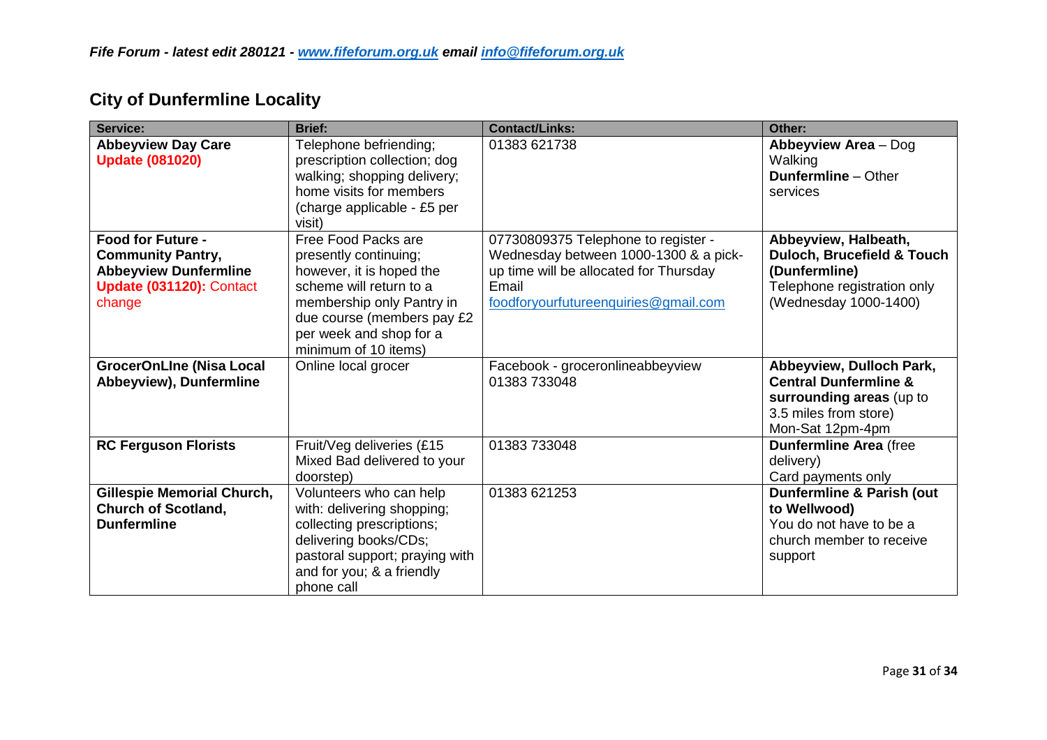*Fife Forum - latest edit 280121 - [www.fifeforum.org.uk](www.fifeforum.org.uk) email [info@fifeforum.org.uk](mailto:info@fifeforum.org.uk)*

## City of Dunfermline Locality

| Service: | Brief: | Contact/Links: | Other: |
|---|---|---|---|
| **Abbeyview Day Care** **Update (081020)** | Telephone befriending; prescription collection; dog walking; shopping delivery; home visits for members (charge applicable - £5 per visit) | 01383 621738 | **Abbeyview Area** – Dog Walking **Dunfermline** – Other services |
| **Food for Future - Community Pantry, Abbeyview Dunfermline** **Update (031120):** Contact change | Free Food Packs are presently continuing; however, it is hoped the scheme will return to a membership only Pantry in due course (members pay £2 per week and shop for a minimum of 10 items) | 07730809375 Telephone to register - Wednesday between 1000-1300 & a pick-up time will be allocated for Thursday Email [foodforyourfutureenquiries@gmail.com](mailto:foodforyourfutureenquiries@gmail.com) | **Abbeyview, Halbeath, Duloch, Brucefield & Touch (Dunfermline)** Telephone registration only (Wednesday 1000-1400) |
| **GrocerOnLIne (Nisa Local Abbeyview), Dunfermline** | Online local grocer | Facebook - groceronlineabbeyview 01383 733048 | **Abbeyview, Dulloch Park, Central Dunfermline & surrounding areas** (up to 3.5 miles from store) Mon-Sat 12pm-4pm |
| **RC Ferguson Florists** | Fruit/Veg deliveries (£15 Mixed Bad delivered to your doorstep) | 01383 733048 | **Dunfermline Area** (free delivery) Card payments only |
| **Gillespie Memorial Church, Church of Scotland, Dunfermline** | Volunteers who can help with: delivering shopping; collecting prescriptions; delivering books/CDs; pastoral support; praying with and for you; & a friendly phone call | 01383 621253 | **Dunfermline & Parish (out to Wellwood)** You do not have to be a church member to receive support |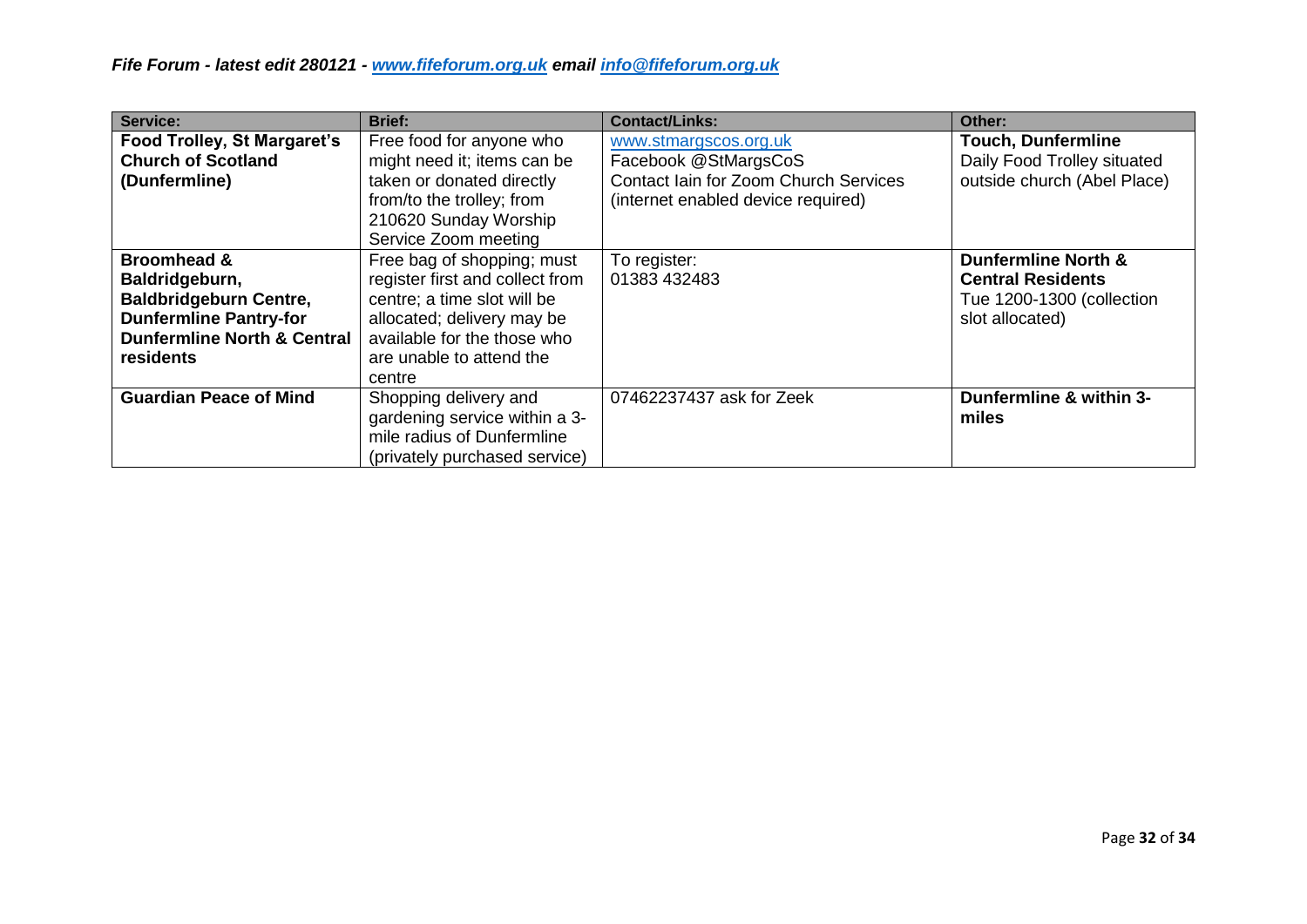| Service: | Brief: | Contact/Links: | Other: |
|---|---|---|---|
| **Food Trolley, St Margaret's Church of Scotland (Dunfermline)** | Free food for anyone who might need it; items can be taken or donated directly from/to the trolley; from 210620 Sunday Worship Service Zoom meeting | www.stmargscos.org.uk Facebook @StMargsCoS Contact Iain for Zoom Church Services (internet enabled device required) | **Touch, Dunfermline** Daily Food Trolley situated outside church (Abel Place) |
| **Broomhead & Baldridgeburn, Baldbridgeburn Centre, Dunfermline Pantry-for Dunfermline North & Central residents** | Free bag of shopping; must register first and collect from centre; a time slot will be allocated; delivery may be available for the those who are unable to attend the centre | To register: 01383 432483 | **Dunfermline North & Central Residents** Tue 1200-1300 (collection slot allocated) |
| **Guardian Peace of Mind** | Shopping delivery and gardening service within a 3-mile radius of Dunfermline (privately purchased service) | 07462237437 ask for Zeek | **Dunfermline & within 3-miles** |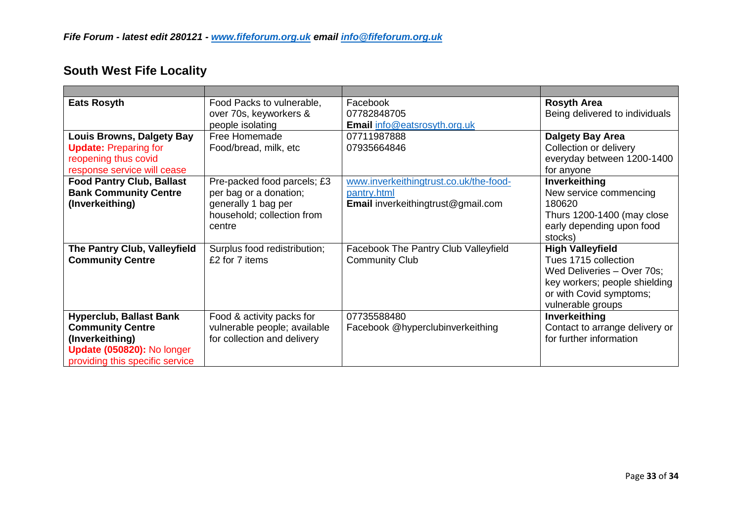## South West Fife Locality

| | | | |
|---|---|---|---|
| **Eats Rosyth** | Food Packs to vulnerable, over 70s, keyworkers & people isolating | Facebook<br>07782848705<br>**Email** info@eatsrosyth.org.uk | **Rosyth Area**<br>Being delivered to individuals |
| **Louis Browns, Dalgety Bay**<br>**Update:** Preparing for reopening thus covid response service will cease | Free Homemade Food/bread, milk, etc | 07711987888<br>07935664846 | **Dalgety Bay Area**<br>Collection or delivery everyday between 1200-1400 for anyone |
| **Food Pantry Club, Ballast Bank Community Centre (Inverkeithing)** | Pre-packed food parcels; £3 per bag or a donation; generally 1 bag per household; collection from centre | www.inverkeithingtrust.co.uk/the-food-pantry.html<br>**Email** inverkeithingtrust@gmail.com | **Inverkeithing**<br>New service commencing 180620<br>Thurs 1200-1400 (may close early depending upon food stocks) |
| **The Pantry Club, Valleyfield Community Centre** | Surplus food redistribution; £2 for 7 items | Facebook The Pantry Club Valleyfield Community Club | **High Valleyfield**<br>Tues 1715 collection<br>Wed Deliveries – Over 70s; key workers; people shielding or with Covid symptoms; vulnerable groups |
| **Hyperclub, Ballast Bank Community Centre (Inverkeithing)**<br>**Update (050820):** No longer providing this specific service | Food & activity packs for vulnerable people; available for collection and delivery | 07735588480<br>Facebook @hyperclubinverkeithing | **Inverkeithing**<br>Contact to arrange delivery or for further information |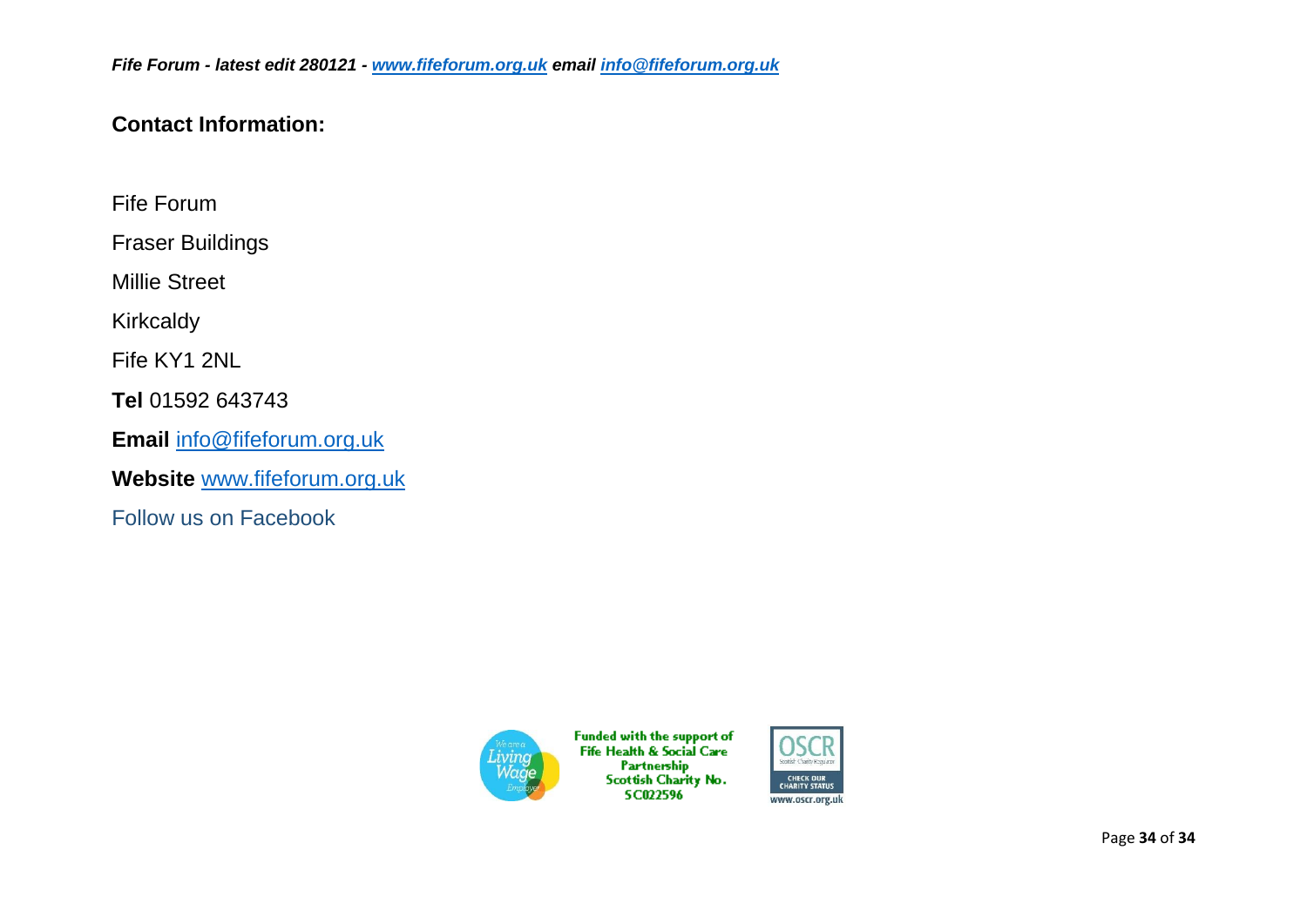## Contact Information:

Fife Forum

Fraser Buildings

Millie Street

Kirkcaldy

Fife KY1 2NL

**Tel** 01592 643743

**Email** info@fifeforum.org.uk

**Website** www.fifeforum.org.uk

Follow us on Facebook

Funded with the support of Fife Health & Social Care Partnership Scottish Charity No. SC022596